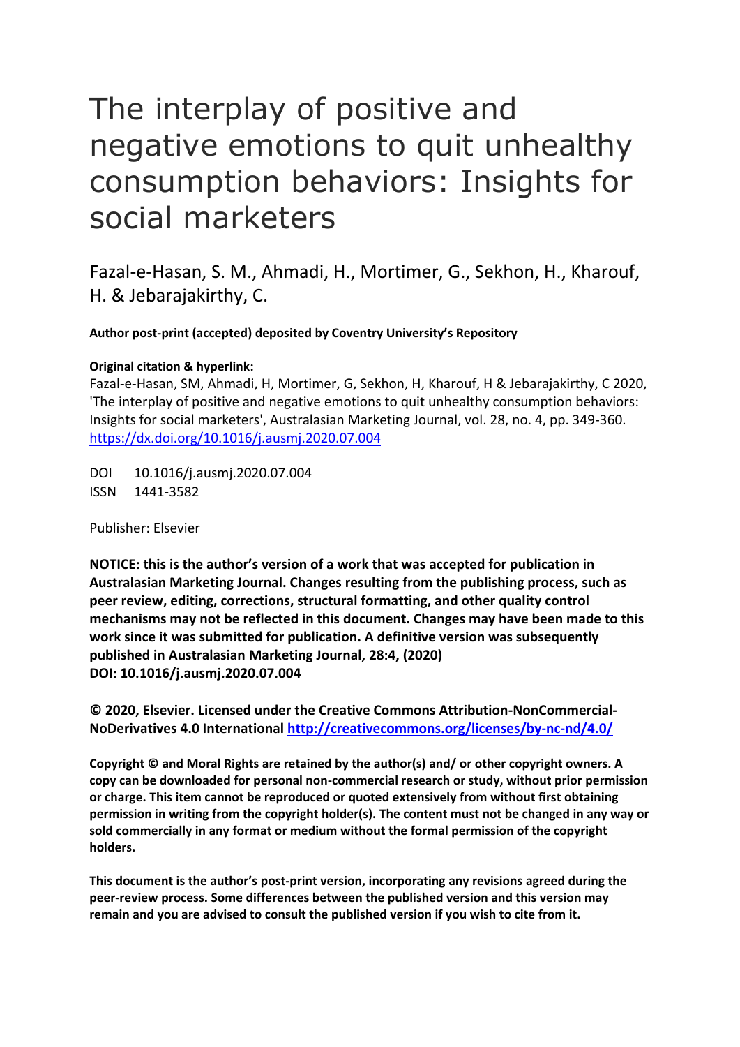# The interplay of positive and negative emotions to quit unhealthy consumption behaviors: Insights for social marketers

Fazal-e-Hasan, S. M., Ahmadi, H., Mortimer, G., Sekhon, H., Kharouf, H. & Jebarajakirthy, C.

**Author post-print (accepted) deposited by Coventry University's Repository**

**Original citation & hyperlink:**

Fazal-e-Hasan, SM, Ahmadi, H, Mortimer, G, Sekhon, H, Kharouf, H & Jebarajakirthy, C 2020, 'The interplay of positive and negative emotions to quit unhealthy consumption behaviors: Insights for social marketers', Australasian Marketing Journal, vol. 28, no. 4, pp. 349-360.
https://dx.doi.org/10.1016/j.ausmj.2020.07.004

DOI 10.1016/j.ausmj.2020.07.004
ISSN 1441-3582

Publisher: Elsevier

**NOTICE: this is the author's version of a work that was accepted for publication in Australasian Marketing Journal. Changes resulting from the publishing process, such as peer review, editing, corrections, structural formatting, and other quality control mechanisms may not be reflected in this document. Changes may have been made to this work since it was submitted for publication. A definitive version was subsequently published in Australasian Marketing Journal, 28:4, (2020) DOI: 10.1016/j.ausmj.2020.07.004**

**© 2020, Elsevier. Licensed under the Creative Commons Attribution-NonCommercial-NoDerivatives 4.0 International http://creativecommons.org/licenses/by-nc-nd/4.0/**

**Copyright © and Moral Rights are retained by the author(s) and/ or other copyright owners. A copy can be downloaded for personal non-commercial research or study, without prior permission or charge. This item cannot be reproduced or quoted extensively from without first obtaining permission in writing from the copyright holder(s). The content must not be changed in any way or sold commercially in any format or medium without the formal permission of the copyright holders.**

**This document is the author's post-print version, incorporating any revisions agreed during the peer-review process. Some differences between the published version and this version may remain and you are advised to consult the published version if you wish to cite from it.**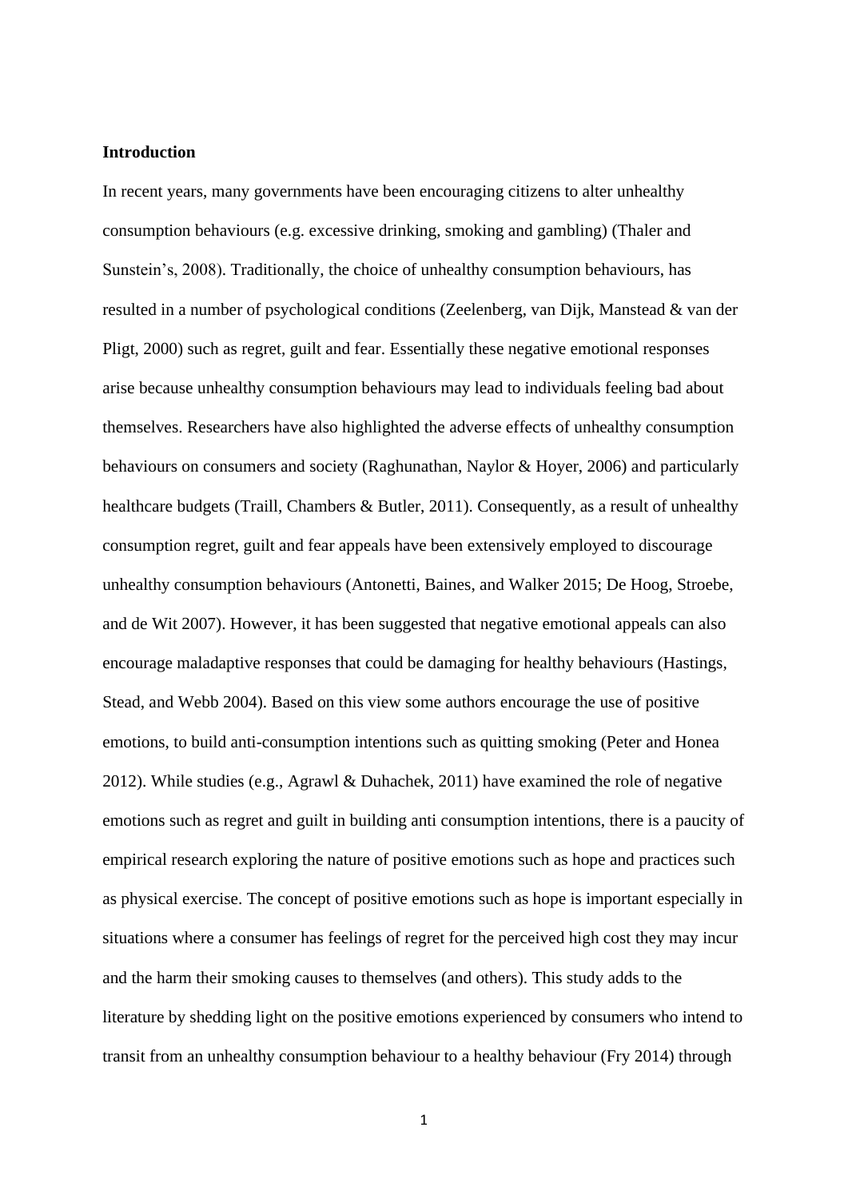**Introduction**

In recent years, many governments have been encouraging citizens to alter unhealthy consumption behaviours (e.g. excessive drinking, smoking and gambling) (Thaler and Sunstein's, 2008). Traditionally, the choice of unhealthy consumption behaviours, has resulted in a number of psychological conditions (Zeelenberg, van Dijk, Manstead & van der Pligt, 2000) such as regret, guilt and fear. Essentially these negative emotional responses arise because unhealthy consumption behaviours may lead to individuals feeling bad about themselves. Researchers have also highlighted the adverse effects of unhealthy consumption behaviours on consumers and society (Raghunathan, Naylor & Hoyer, 2006) and particularly healthcare budgets (Traill, Chambers & Butler, 2011). Consequently, as a result of unhealthy consumption regret, guilt and fear appeals have been extensively employed to discourage unhealthy consumption behaviours (Antonetti, Baines, and Walker 2015; De Hoog, Stroebe, and de Wit 2007). However, it has been suggested that negative emotional appeals can also encourage maladaptive responses that could be damaging for healthy behaviours (Hastings, Stead, and Webb 2004). Based on this view some authors encourage the use of positive emotions, to build anti-consumption intentions such as quitting smoking (Peter and Honea 2012). While studies (e.g., Agrawl & Duhachek, 2011) have examined the role of negative emotions such as regret and guilt in building anti consumption intentions, there is a paucity of empirical research exploring the nature of positive emotions such as hope and practices such as physical exercise. The concept of positive emotions such as hope is important especially in situations where a consumer has feelings of regret for the perceived high cost they may incur and the harm their smoking causes to themselves (and others). This study adds to the literature by shedding light on the positive emotions experienced by consumers who intend to transit from an unhealthy consumption behaviour to a healthy behaviour (Fry 2014) through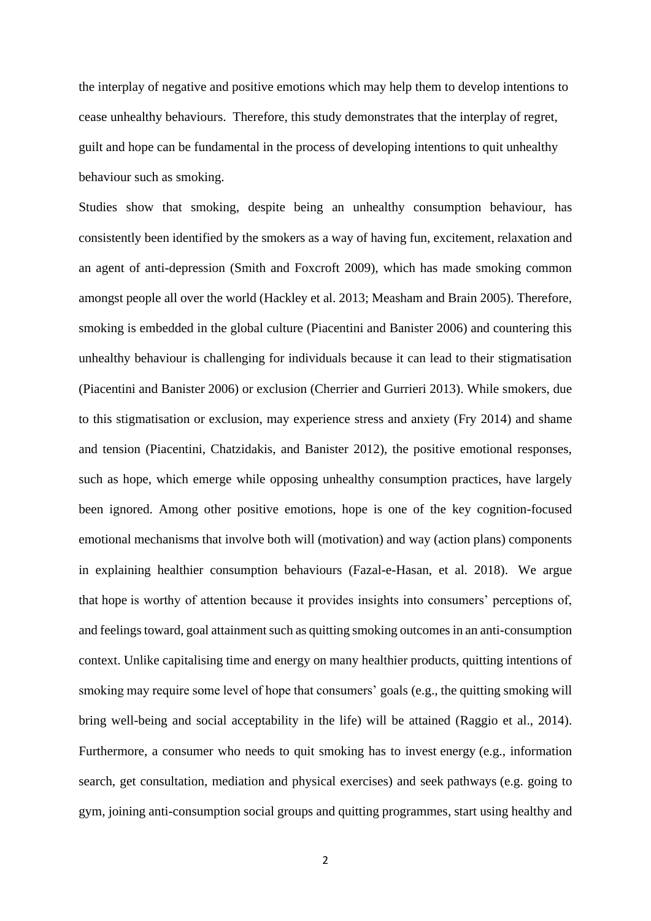the interplay of negative and positive emotions which may help them to develop intentions to cease unhealthy behaviours. Therefore, this study demonstrates that the interplay of regret, guilt and hope can be fundamental in the process of developing intentions to quit unhealthy behaviour such as smoking.

Studies show that smoking, despite being an unhealthy consumption behaviour, has consistently been identified by the smokers as a way of having fun, excitement, relaxation and an agent of anti-depression (Smith and Foxcroft 2009), which has made smoking common amongst people all over the world (Hackley et al. 2013; Measham and Brain 2005). Therefore, smoking is embedded in the global culture (Piacentini and Banister 2006) and countering this unhealthy behaviour is challenging for individuals because it can lead to their stigmatisation (Piacentini and Banister 2006) or exclusion (Cherrier and Gurrieri 2013). While smokers, due to this stigmatisation or exclusion, may experience stress and anxiety (Fry 2014) and shame and tension (Piacentini, Chatzidakis, and Banister 2012), the positive emotional responses, such as hope, which emerge while opposing unhealthy consumption practices, have largely been ignored. Among other positive emotions, hope is one of the key cognition-focused emotional mechanisms that involve both will (motivation) and way (action plans) components in explaining healthier consumption behaviours (Fazal-e-Hasan, et al. 2018). We argue that hope is worthy of attention because it provides insights into consumers' perceptions of, and feelings toward, goal attainment such as quitting smoking outcomes in an anti-consumption context. Unlike capitalising time and energy on many healthier products, quitting intentions of smoking may require some level of hope that consumers' goals (e.g., the quitting smoking will bring well-being and social acceptability in the life) will be attained (Raggio et al., 2014). Furthermore, a consumer who needs to quit smoking has to invest energy (e.g., information search, get consultation, mediation and physical exercises) and seek pathways (e.g. going to gym, joining anti-consumption social groups and quitting programmes, start using healthy and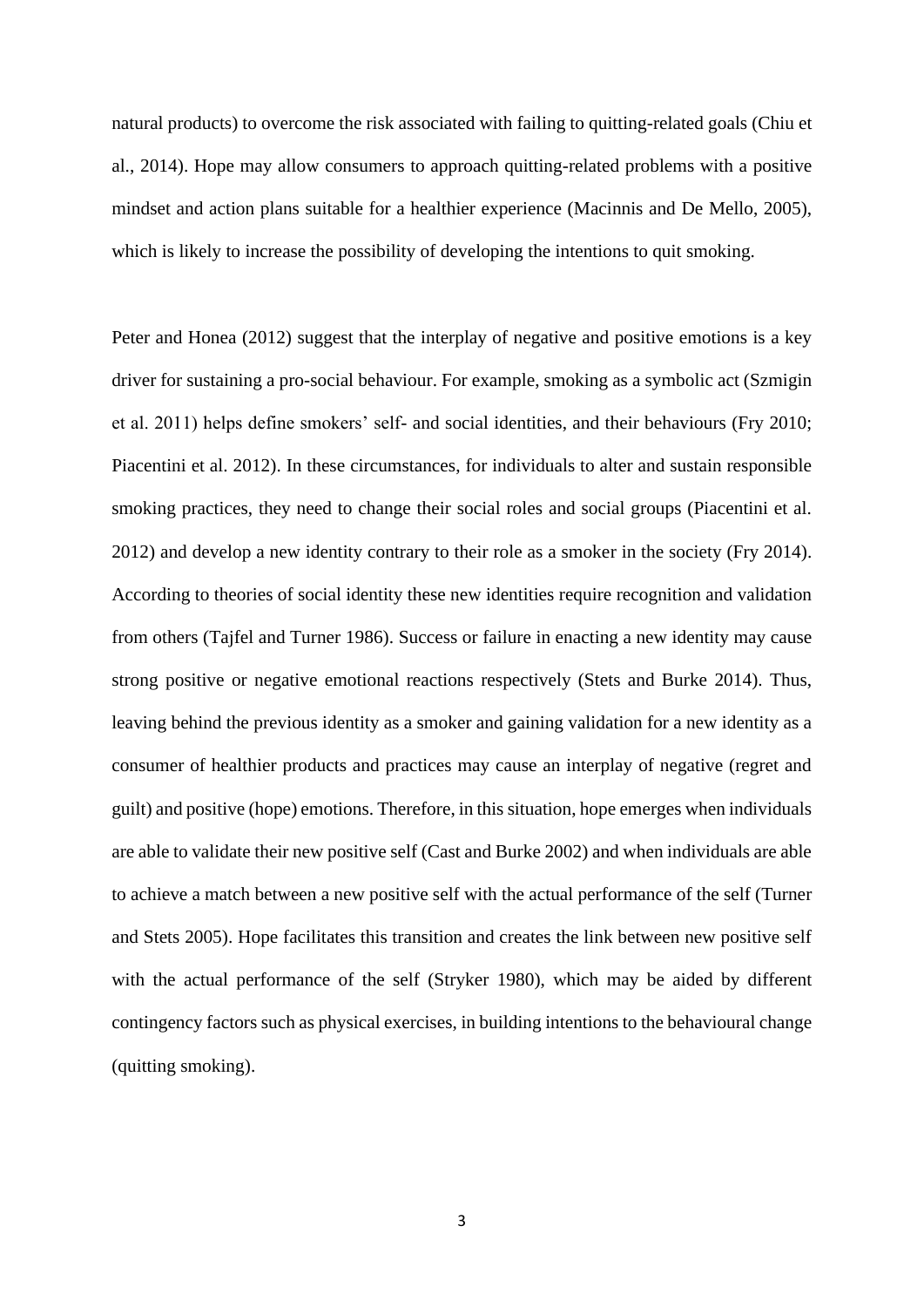natural products) to overcome the risk associated with failing to quitting-related goals (Chiu et al., 2014). Hope may allow consumers to approach quitting-related problems with a positive mindset and action plans suitable for a healthier experience (Macinnis and De Mello, 2005), which is likely to increase the possibility of developing the intentions to quit smoking.

Peter and Honea (2012) suggest that the interplay of negative and positive emotions is a key driver for sustaining a pro-social behaviour. For example, smoking as a symbolic act (Szmigin et al. 2011) helps define smokers' self- and social identities, and their behaviours (Fry 2010; Piacentini et al. 2012). In these circumstances, for individuals to alter and sustain responsible smoking practices, they need to change their social roles and social groups (Piacentini et al. 2012) and develop a new identity contrary to their role as a smoker in the society (Fry 2014). According to theories of social identity these new identities require recognition and validation from others (Tajfel and Turner 1986). Success or failure in enacting a new identity may cause strong positive or negative emotional reactions respectively (Stets and Burke 2014). Thus, leaving behind the previous identity as a smoker and gaining validation for a new identity as a consumer of healthier products and practices may cause an interplay of negative (regret and guilt) and positive (hope) emotions. Therefore, in this situation, hope emerges when individuals are able to validate their new positive self (Cast and Burke 2002) and when individuals are able to achieve a match between a new positive self with the actual performance of the self (Turner and Stets 2005). Hope facilitates this transition and creates the link between new positive self with the actual performance of the self (Stryker 1980), which may be aided by different contingency factors such as physical exercises, in building intentions to the behavioural change (quitting smoking).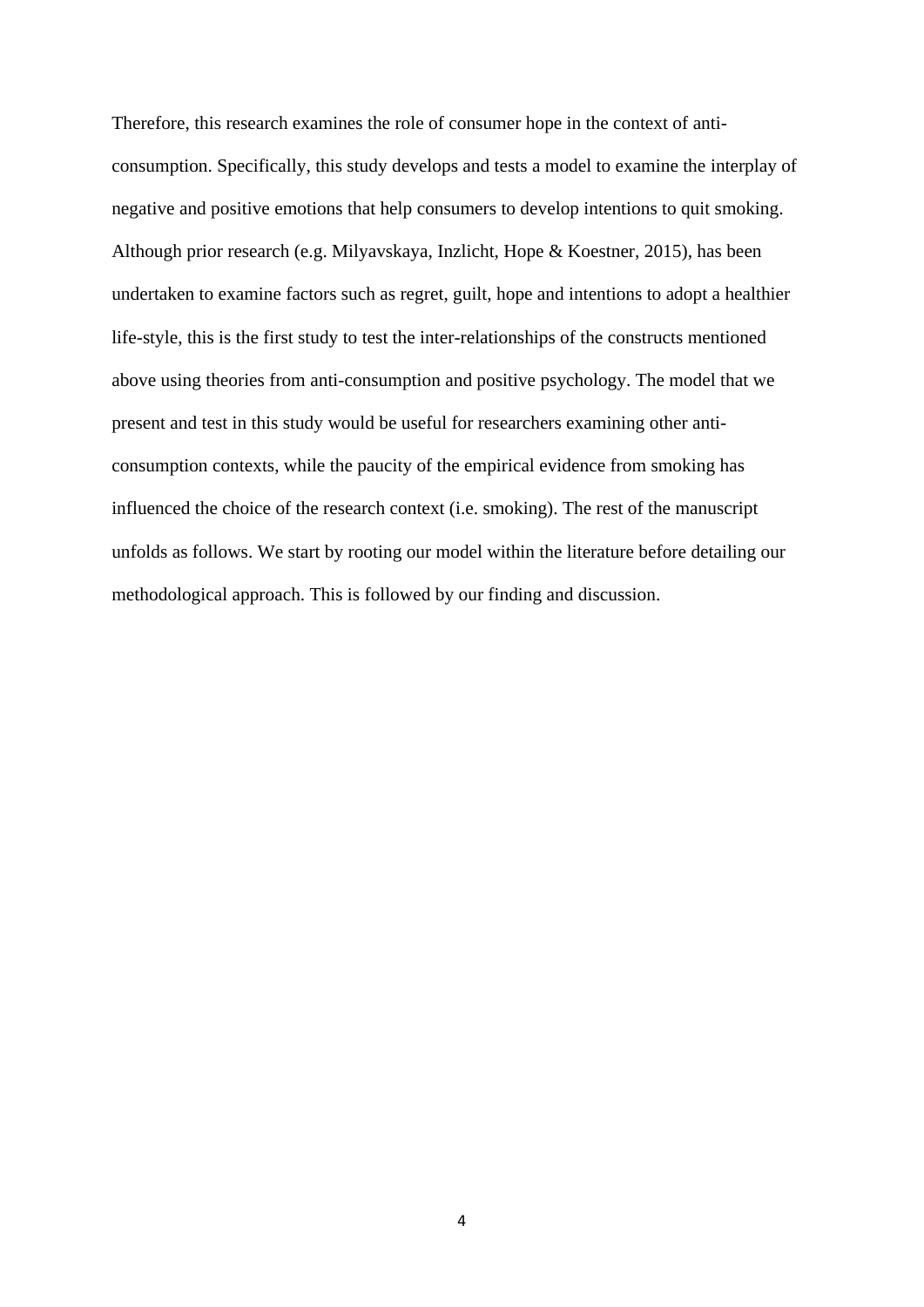Therefore, this research examines the role of consumer hope in the context of anti-consumption. Specifically, this study develops and tests a model to examine the interplay of negative and positive emotions that help consumers to develop intentions to quit smoking. Although prior research (e.g. Milyavskaya, Inzlicht, Hope & Koestner, 2015), has been undertaken to examine factors such as regret, guilt, hope and intentions to adopt a healthier life-style, this is the first study to test the inter-relationships of the constructs mentioned above using theories from anti-consumption and positive psychology. The model that we present and test in this study would be useful for researchers examining other anti-consumption contexts, while the paucity of the empirical evidence from smoking has influenced the choice of the research context (i.e. smoking). The rest of the manuscript unfolds as follows. We start by rooting our model within the literature before detailing our methodological approach. This is followed by our finding and discussion.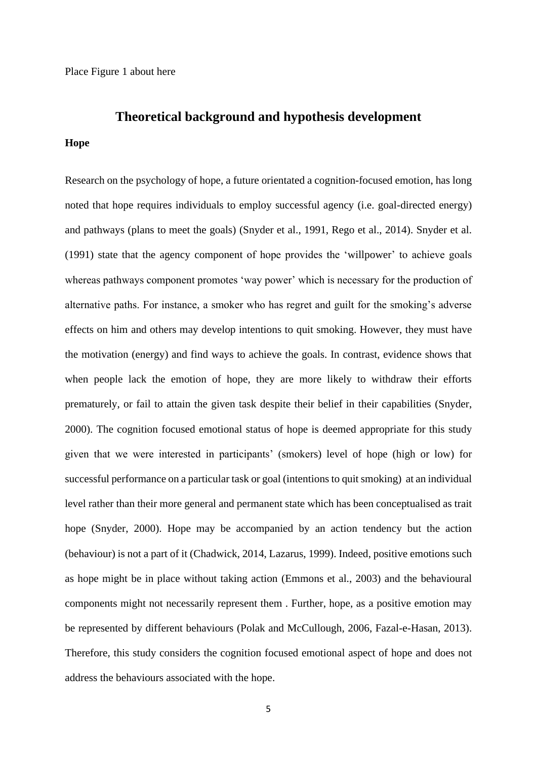Place Figure 1 about here

## Theoretical background and hypothesis development

### Hope

Research on the psychology of hope, a future orientated a cognition-focused emotion, has long noted that hope requires individuals to employ successful agency (i.e. goal-directed energy) and pathways (plans to meet the goals) (Snyder et al., 1991, Rego et al., 2014). Snyder et al. (1991) state that the agency component of hope provides the 'willpower' to achieve goals whereas pathways component promotes 'way power' which is necessary for the production of alternative paths. For instance, a smoker who has regret and guilt for the smoking's adverse effects on him and others may develop intentions to quit smoking. However, they must have the motivation (energy) and find ways to achieve the goals. In contrast, evidence shows that when people lack the emotion of hope, they are more likely to withdraw their efforts prematurely, or fail to attain the given task despite their belief in their capabilities (Snyder, 2000). The cognition focused emotional status of hope is deemed appropriate for this study given that we were interested in participants' (smokers) level of hope (high or low) for successful performance on a particular task or goal (intentions to quit smoking) at an individual level rather than their more general and permanent state which has been conceptualised as trait hope (Snyder, 2000). Hope may be accompanied by an action tendency but the action (behaviour) is not a part of it (Chadwick, 2014, Lazarus, 1999). Indeed, positive emotions such as hope might be in place without taking action (Emmons et al., 2003) and the behavioural components might not necessarily represent them . Further, hope, as a positive emotion may be represented by different behaviours (Polak and McCullough, 2006, Fazal-e-Hasan, 2013). Therefore, this study considers the cognition focused emotional aspect of hope and does not address the behaviours associated with the hope.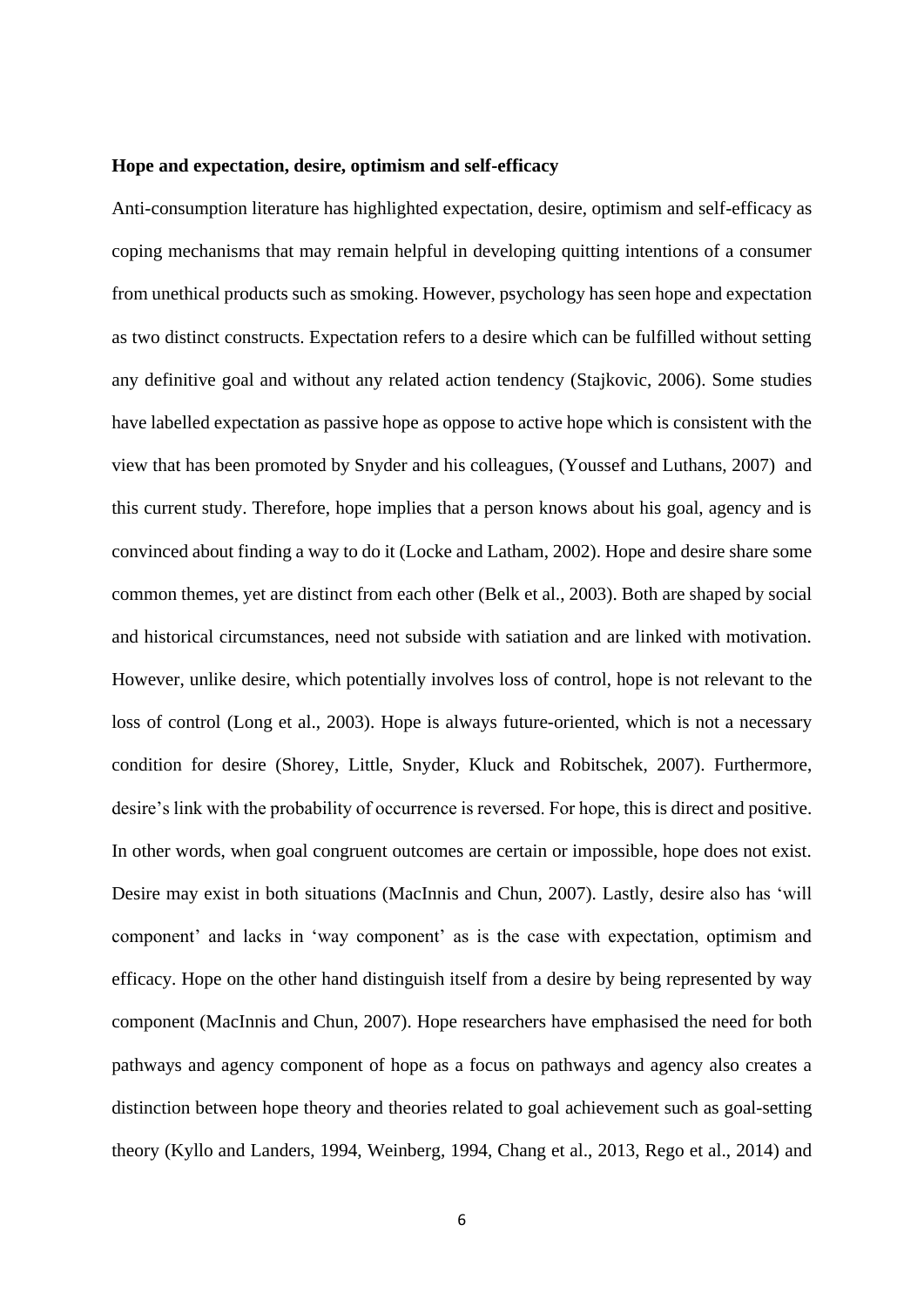**Hope and expectation, desire, optimism and self-efficacy**

Anti-consumption literature has highlighted expectation, desire, optimism and self-efficacy as coping mechanisms that may remain helpful in developing quitting intentions of a consumer from unethical products such as smoking. However, psychology has seen hope and expectation as two distinct constructs. Expectation refers to a desire which can be fulfilled without setting any definitive goal and without any related action tendency (Stajkovic, 2006). Some studies have labelled expectation as passive hope as oppose to active hope which is consistent with the view that has been promoted by Snyder and his colleagues, (Youssef and Luthans, 2007) and this current study. Therefore, hope implies that a person knows about his goal, agency and is convinced about finding a way to do it (Locke and Latham, 2002). Hope and desire share some common themes, yet are distinct from each other (Belk et al., 2003). Both are shaped by social and historical circumstances, need not subside with satiation and are linked with motivation. However, unlike desire, which potentially involves loss of control, hope is not relevant to the loss of control (Long et al., 2003). Hope is always future-oriented, which is not a necessary condition for desire (Shorey, Little, Snyder, Kluck and Robitschek, 2007). Furthermore, desire's link with the probability of occurrence is reversed. For hope, this is direct and positive. In other words, when goal congruent outcomes are certain or impossible, hope does not exist. Desire may exist in both situations (MacInnis and Chun, 2007). Lastly, desire also has 'will component' and lacks in 'way component' as is the case with expectation, optimism and efficacy. Hope on the other hand distinguish itself from a desire by being represented by way component (MacInnis and Chun, 2007). Hope researchers have emphasised the need for both pathways and agency component of hope as a focus on pathways and agency also creates a distinction between hope theory and theories related to goal achievement such as goal-setting theory (Kyllo and Landers, 1994, Weinberg, 1994, Chang et al., 2013, Rego et al., 2014) and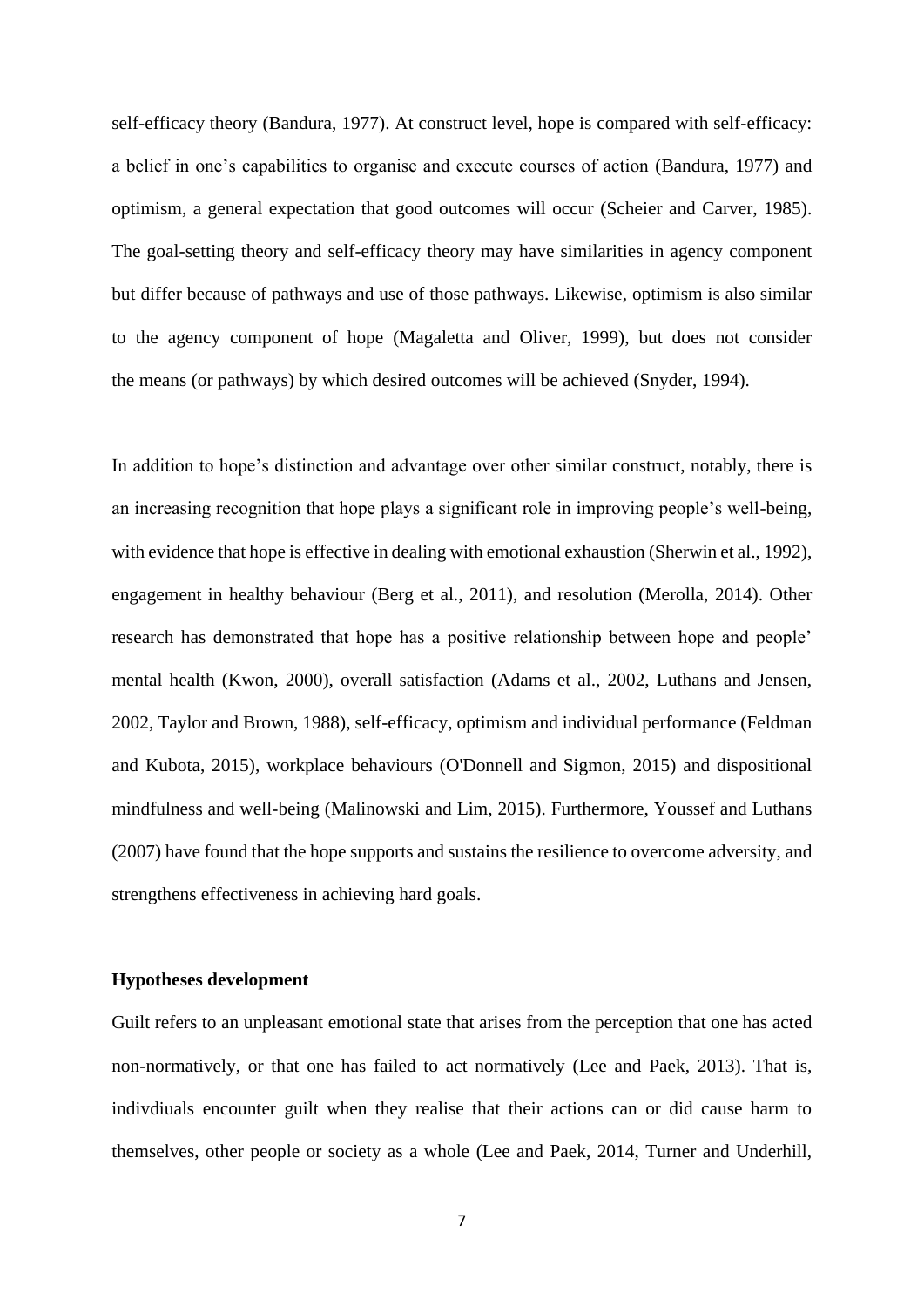self-efficacy theory (Bandura, 1977). At construct level, hope is compared with self-efficacy: a belief in one's capabilities to organise and execute courses of action (Bandura, 1977) and optimism, a general expectation that good outcomes will occur (Scheier and Carver, 1985). The goal-setting theory and self-efficacy theory may have similarities in agency component but differ because of pathways and use of those pathways. Likewise, optimism is also similar to the agency component of hope (Magaletta and Oliver, 1999), but does not consider the means (or pathways) by which desired outcomes will be achieved (Snyder, 1994).

In addition to hope's distinction and advantage over other similar construct, notably, there is an increasing recognition that hope plays a significant role in improving people's well-being, with evidence that hope is effective in dealing with emotional exhaustion (Sherwin et al., 1992), engagement in healthy behaviour (Berg et al., 2011), and resolution (Merolla, 2014). Other research has demonstrated that hope has a positive relationship between hope and people' mental health (Kwon, 2000), overall satisfaction (Adams et al., 2002, Luthans and Jensen, 2002, Taylor and Brown, 1988), self-efficacy, optimism and individual performance (Feldman and Kubota, 2015), workplace behaviours (O'Donnell and Sigmon, 2015) and dispositional mindfulness and well-being (Malinowski and Lim, 2015). Furthermore, Youssef and Luthans (2007) have found that the hope supports and sustains the resilience to overcome adversity, and strengthens effectiveness in achieving hard goals.

### Hypotheses development

Guilt refers to an unpleasant emotional state that arises from the perception that one has acted non-normatively, or that one has failed to act normatively (Lee and Paek, 2013). That is, indivdiuals encounter guilt when they realise that their actions can or did cause harm to themselves, other people or society as a whole (Lee and Paek, 2014, Turner and Underhill,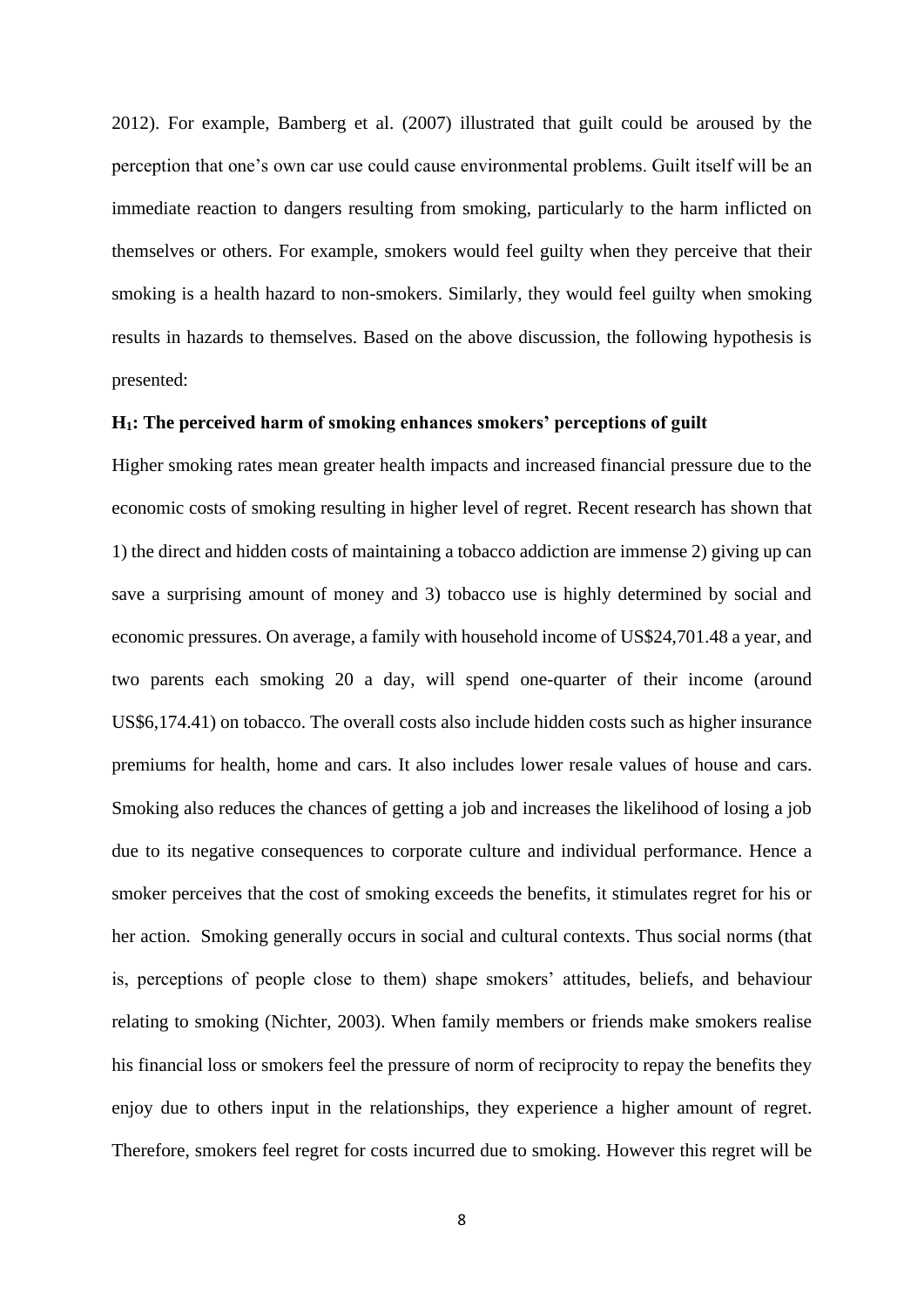2012). For example, Bamberg et al. (2007) illustrated that guilt could be aroused by the perception that one's own car use could cause environmental problems. Guilt itself will be an immediate reaction to dangers resulting from smoking, particularly to the harm inflicted on themselves or others. For example, smokers would feel guilty when they perceive that their smoking is a health hazard to non-smokers. Similarly, they would feel guilty when smoking results in hazards to themselves. Based on the above discussion, the following hypothesis is presented:

**$H_1$: The perceived harm of smoking enhances smokers' perceptions of guilt**

Higher smoking rates mean greater health impacts and increased financial pressure due to the economic costs of smoking resulting in higher level of regret. Recent research has shown that 1) the direct and hidden costs of maintaining a tobacco addiction are immense 2) giving up can save a surprising amount of money and 3) tobacco use is highly determined by social and economic pressures. On average, a family with household income of US$24,701.48 a year, and two parents each smoking 20 a day, will spend one-quarter of their income (around US$6,174.41) on tobacco. The overall costs also include hidden costs such as higher insurance premiums for health, home and cars. It also includes lower resale values of house and cars. Smoking also reduces the chances of getting a job and increases the likelihood of losing a job due to its negative consequences to corporate culture and individual performance. Hence a smoker perceives that the cost of smoking exceeds the benefits, it stimulates regret for his or her action. Smoking generally occurs in social and cultural contexts. Thus social norms (that is, perceptions of people close to them) shape smokers' attitudes, beliefs, and behaviour relating to smoking (Nichter, 2003). When family members or friends make smokers realise his financial loss or smokers feel the pressure of norm of reciprocity to repay the benefits they enjoy due to others input in the relationships, they experience a higher amount of regret. Therefore, smokers feel regret for costs incurred due to smoking. However this regret will be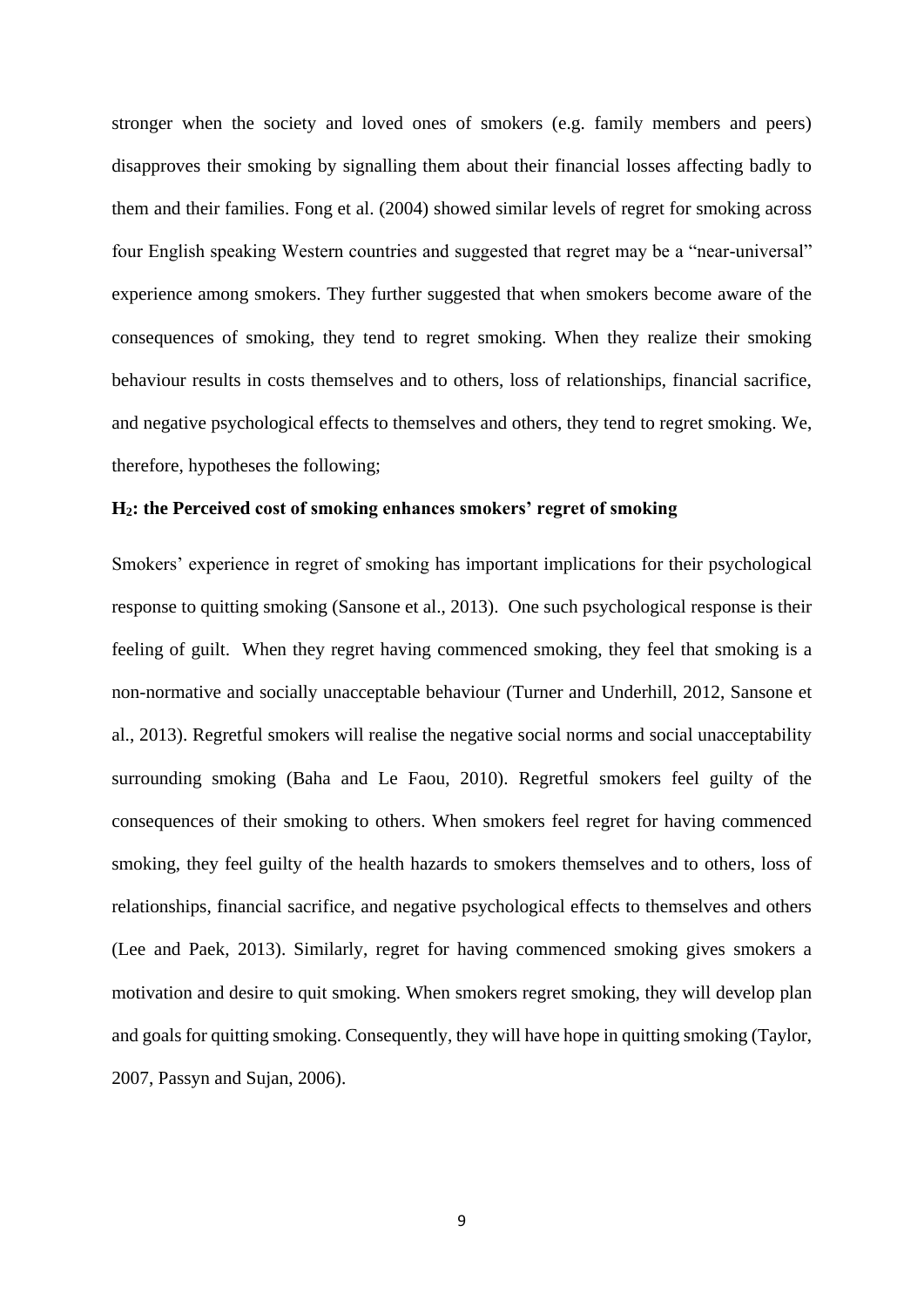stronger when the society and loved ones of smokers (e.g. family members and peers) disapproves their smoking by signalling them about their financial losses affecting badly to them and their families. Fong et al. (2004) showed similar levels of regret for smoking across four English speaking Western countries and suggested that regret may be a "near-universal" experience among smokers. They further suggested that when smokers become aware of the consequences of smoking, they tend to regret smoking. When they realize their smoking behaviour results in costs themselves and to others, loss of relationships, financial sacrifice, and negative psychological effects to themselves and others, they tend to regret smoking. We, therefore, hypotheses the following;

**$H_2$: the Perceived cost of smoking enhances smokers' regret of smoking**

Smokers' experience in regret of smoking has important implications for their psychological response to quitting smoking (Sansone et al., 2013). One such psychological response is their feeling of guilt. When they regret having commenced smoking, they feel that smoking is a non-normative and socially unacceptable behaviour (Turner and Underhill, 2012, Sansone et al., 2013). Regretful smokers will realise the negative social norms and social unacceptability surrounding smoking (Baha and Le Faou, 2010). Regretful smokers feel guilty of the consequences of their smoking to others. When smokers feel regret for having commenced smoking, they feel guilty of the health hazards to smokers themselves and to others, loss of relationships, financial sacrifice, and negative psychological effects to themselves and others (Lee and Paek, 2013). Similarly, regret for having commenced smoking gives smokers a motivation and desire to quit smoking. When smokers regret smoking, they will develop plan and goals for quitting smoking. Consequently, they will have hope in quitting smoking (Taylor, 2007, Passyn and Sujan, 2006).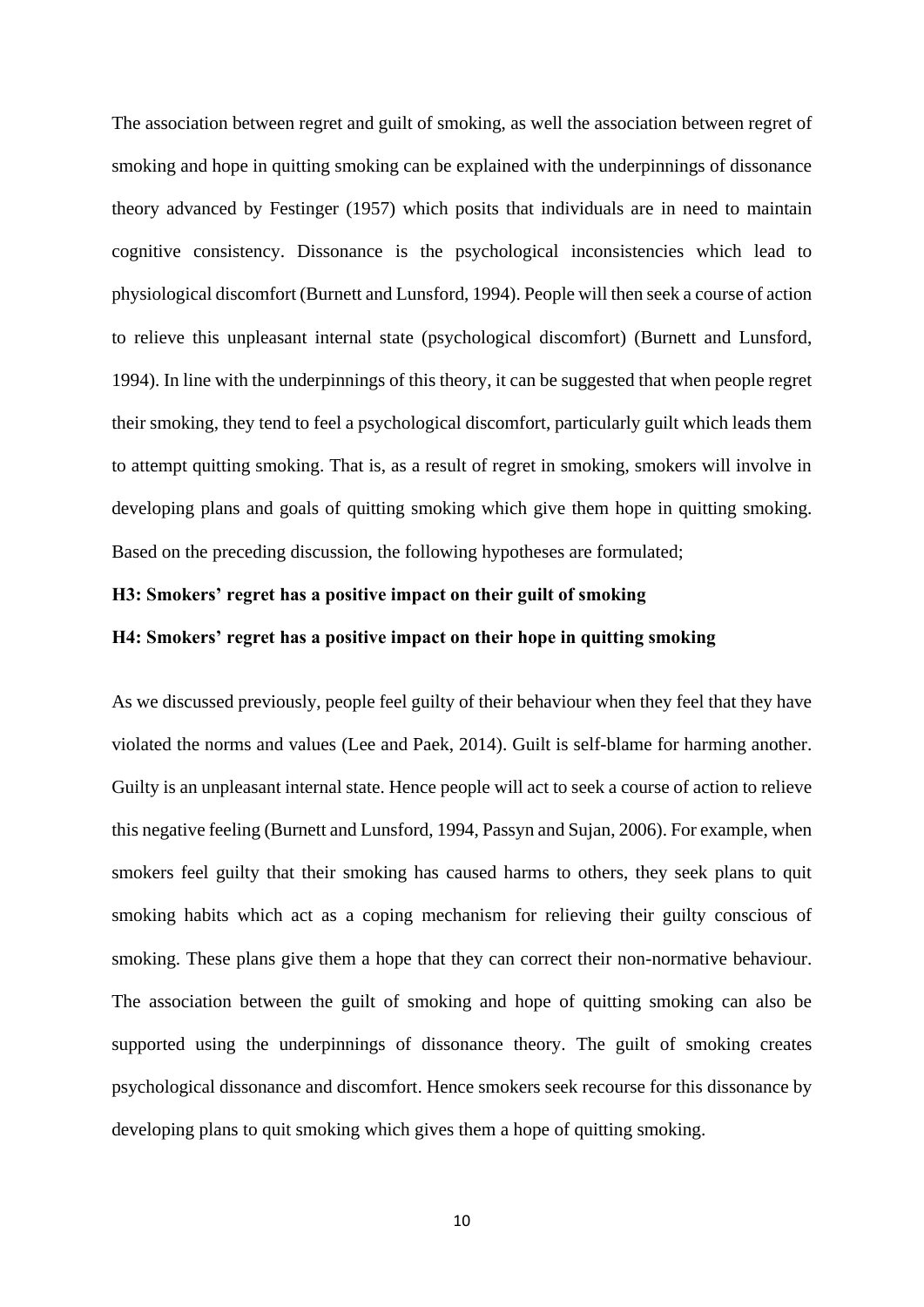The association between regret and guilt of smoking, as well the association between regret of smoking and hope in quitting smoking can be explained with the underpinnings of dissonance theory advanced by Festinger (1957) which posits that individuals are in need to maintain cognitive consistency. Dissonance is the psychological inconsistencies which lead to physiological discomfort (Burnett and Lunsford, 1994). People will then seek a course of action to relieve this unpleasant internal state (psychological discomfort) (Burnett and Lunsford, 1994). In line with the underpinnings of this theory, it can be suggested that when people regret their smoking, they tend to feel a psychological discomfort, particularly guilt which leads them to attempt quitting smoking. That is, as a result of regret in smoking, smokers will involve in developing plans and goals of quitting smoking which give them hope in quitting smoking. Based on the preceding discussion, the following hypotheses are formulated;

**H3: Smokers' regret has a positive impact on their guilt of smoking**

**H4: Smokers' regret has a positive impact on their hope in quitting smoking**

As we discussed previously, people feel guilty of their behaviour when they feel that they have violated the norms and values (Lee and Paek, 2014). Guilt is self-blame for harming another. Guilty is an unpleasant internal state. Hence people will act to seek a course of action to relieve this negative feeling (Burnett and Lunsford, 1994, Passyn and Sujan, 2006). For example, when smokers feel guilty that their smoking has caused harms to others, they seek plans to quit smoking habits which act as a coping mechanism for relieving their guilty conscious of smoking. These plans give them a hope that they can correct their non-normative behaviour. The association between the guilt of smoking and hope of quitting smoking can also be supported using the underpinnings of dissonance theory. The guilt of smoking creates psychological dissonance and discomfort. Hence smokers seek recourse for this dissonance by developing plans to quit smoking which gives them a hope of quitting smoking.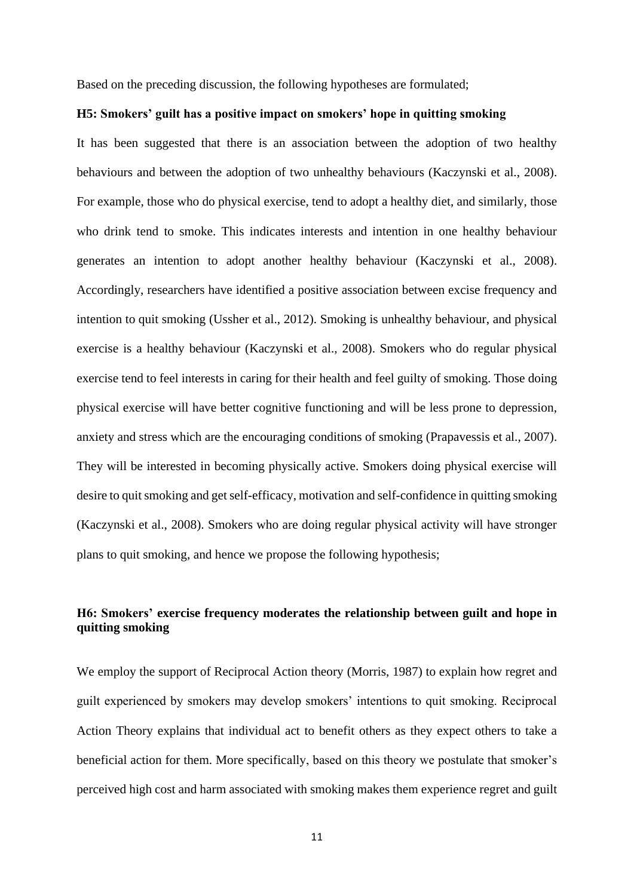Based on the preceding discussion, the following hypotheses are formulated;

**H5: Smokers' guilt has a positive impact on smokers' hope in quitting smoking**

It has been suggested that there is an association between the adoption of two healthy behaviours and between the adoption of two unhealthy behaviours (Kaczynski et al., 2008). For example, those who do physical exercise, tend to adopt a healthy diet, and similarly, those who drink tend to smoke. This indicates interests and intention in one healthy behaviour generates an intention to adopt another healthy behaviour (Kaczynski et al., 2008). Accordingly, researchers have identified a positive association between excise frequency and intention to quit smoking (Ussher et al., 2012). Smoking is unhealthy behaviour, and physical exercise is a healthy behaviour (Kaczynski et al., 2008). Smokers who do regular physical exercise tend to feel interests in caring for their health and feel guilty of smoking. Those doing physical exercise will have better cognitive functioning and will be less prone to depression, anxiety and stress which are the encouraging conditions of smoking (Prapavessis et al., 2007). They will be interested in becoming physically active. Smokers doing physical exercise will desire to quit smoking and get self-efficacy, motivation and self-confidence in quitting smoking (Kaczynski et al., 2008). Smokers who are doing regular physical activity will have stronger plans to quit smoking, and hence we propose the following hypothesis;

**H6: Smokers' exercise frequency moderates the relationship between guilt and hope in quitting smoking**

We employ the support of Reciprocal Action theory (Morris, 1987) to explain how regret and guilt experienced by smokers may develop smokers' intentions to quit smoking. Reciprocal Action Theory explains that individual act to benefit others as they expect others to take a beneficial action for them. More specifically, based on this theory we postulate that smoker's perceived high cost and harm associated with smoking makes them experience regret and guilt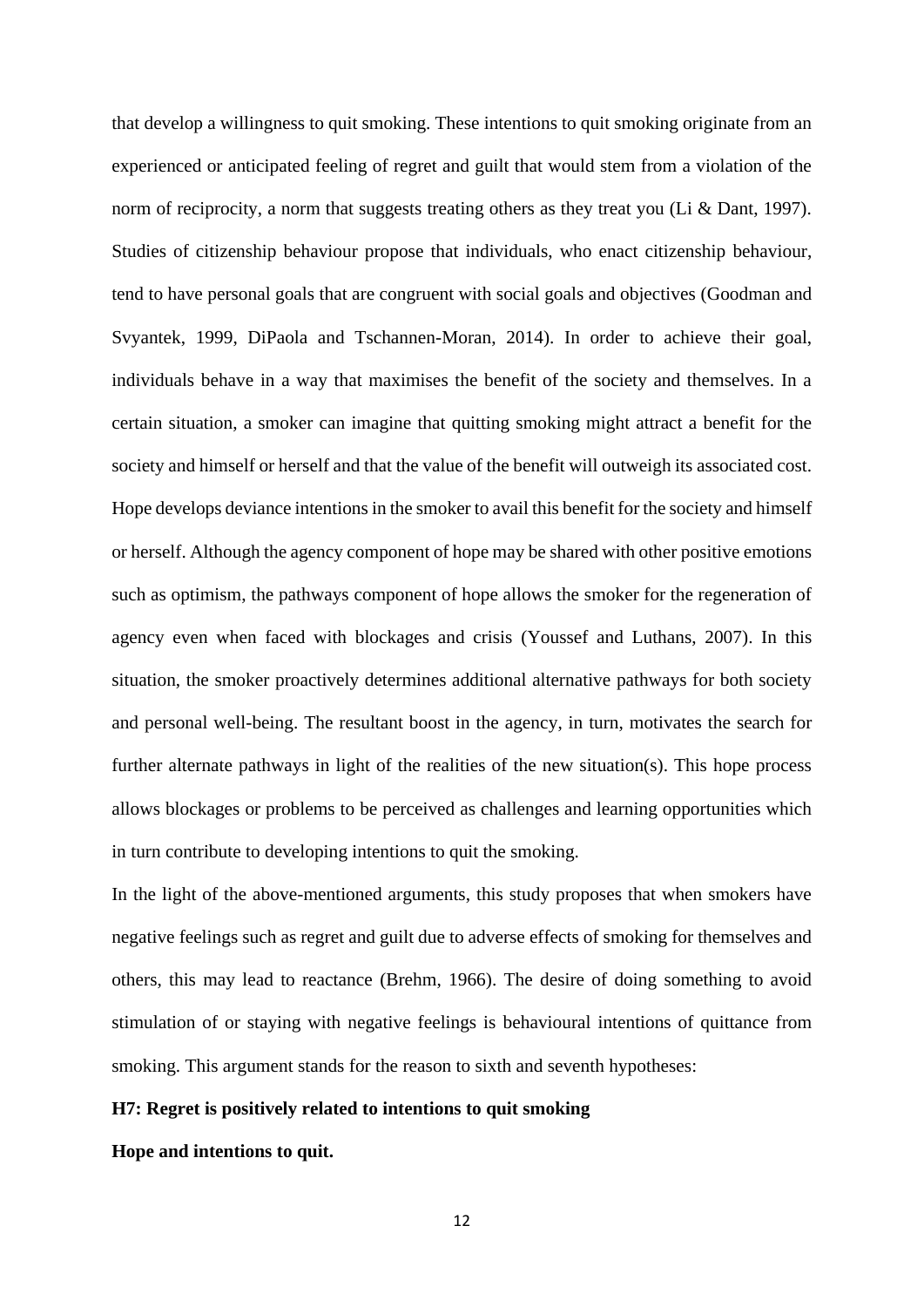that develop a willingness to quit smoking. These intentions to quit smoking originate from an experienced or anticipated feeling of regret and guilt that would stem from a violation of the norm of reciprocity, a norm that suggests treating others as they treat you (Li & Dant, 1997). Studies of citizenship behaviour propose that individuals, who enact citizenship behaviour, tend to have personal goals that are congruent with social goals and objectives (Goodman and Svyantek, 1999, DiPaola and Tschannen-Moran, 2014). In order to achieve their goal, individuals behave in a way that maximises the benefit of the society and themselves. In a certain situation, a smoker can imagine that quitting smoking might attract a benefit for the society and himself or herself and that the value of the benefit will outweigh its associated cost. Hope develops deviance intentions in the smoker to avail this benefit for the society and himself or herself. Although the agency component of hope may be shared with other positive emotions such as optimism, the pathways component of hope allows the smoker for the regeneration of agency even when faced with blockages and crisis (Youssef and Luthans, 2007). In this situation, the smoker proactively determines additional alternative pathways for both society and personal well-being. The resultant boost in the agency, in turn, motivates the search for further alternate pathways in light of the realities of the new situation(s). This hope process allows blockages or problems to be perceived as challenges and learning opportunities which in turn contribute to developing intentions to quit the smoking.

In the light of the above-mentioned arguments, this study proposes that when smokers have negative feelings such as regret and guilt due to adverse effects of smoking for themselves and others, this may lead to reactance (Brehm, 1966). The desire of doing something to avoid stimulation of or staying with negative feelings is behavioural intentions of quittance from smoking. This argument stands for the reason to sixth and seventh hypotheses:

**H7: Regret is positively related to intentions to quit smoking**

**Hope and intentions to quit.**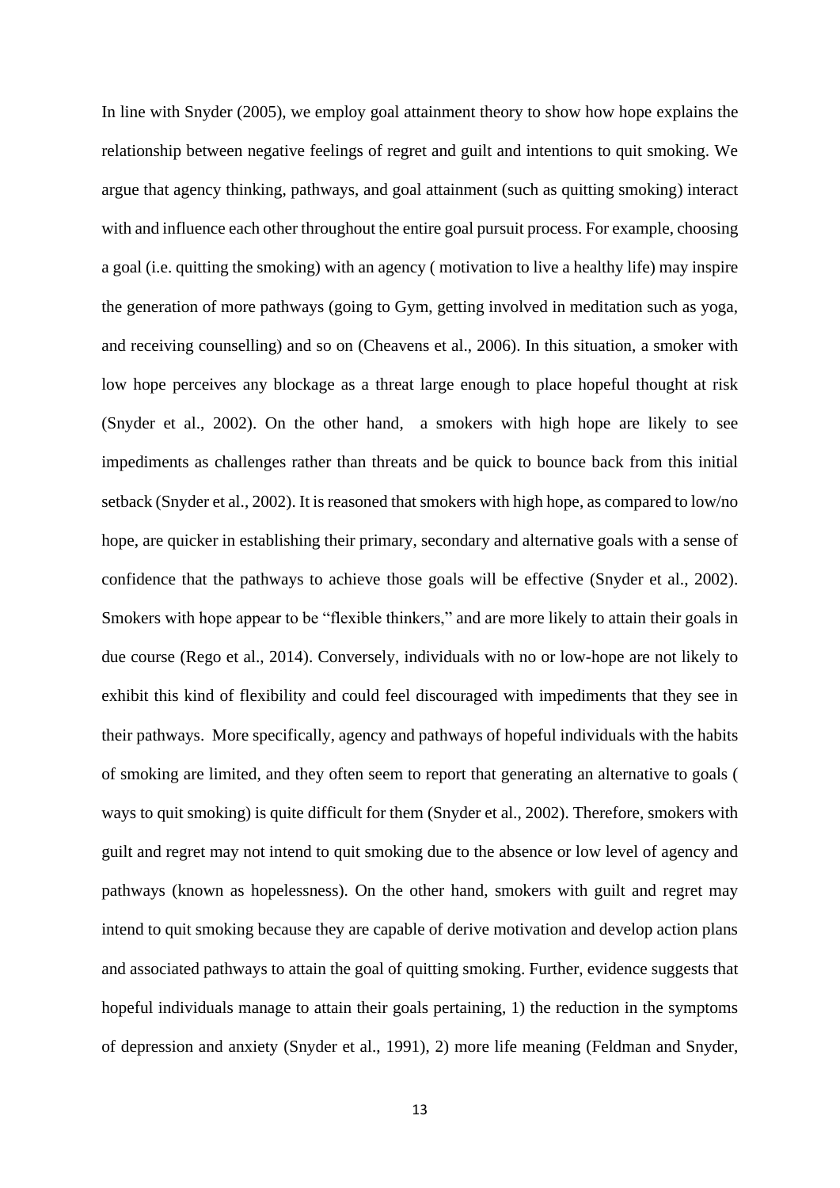In line with Snyder (2005), we employ goal attainment theory to show how hope explains the relationship between negative feelings of regret and guilt and intentions to quit smoking. We argue that agency thinking, pathways, and goal attainment (such as quitting smoking) interact with and influence each other throughout the entire goal pursuit process. For example, choosing a goal (i.e. quitting the smoking) with an agency ( motivation to live a healthy life) may inspire the generation of more pathways (going to Gym, getting involved in meditation such as yoga, and receiving counselling) and so on (Cheavens et al., 2006). In this situation, a smoker with low hope perceives any blockage as a threat large enough to place hopeful thought at risk (Snyder et al., 2002). On the other hand, a smokers with high hope are likely to see impediments as challenges rather than threats and be quick to bounce back from this initial setback (Snyder et al., 2002). It is reasoned that smokers with high hope, as compared to low/no hope, are quicker in establishing their primary, secondary and alternative goals with a sense of confidence that the pathways to achieve those goals will be effective (Snyder et al., 2002). Smokers with hope appear to be "flexible thinkers," and are more likely to attain their goals in due course (Rego et al., 2014). Conversely, individuals with no or low-hope are not likely to exhibit this kind of flexibility and could feel discouraged with impediments that they see in their pathways. More specifically, agency and pathways of hopeful individuals with the habits of smoking are limited, and they often seem to report that generating an alternative to goals ( ways to quit smoking) is quite difficult for them (Snyder et al., 2002). Therefore, smokers with guilt and regret may not intend to quit smoking due to the absence or low level of agency and pathways (known as hopelessness). On the other hand, smokers with guilt and regret may intend to quit smoking because they are capable of derive motivation and develop action plans and associated pathways to attain the goal of quitting smoking. Further, evidence suggests that hopeful individuals manage to attain their goals pertaining, 1) the reduction in the symptoms of depression and anxiety (Snyder et al., 1991), 2) more life meaning (Feldman and Snyder,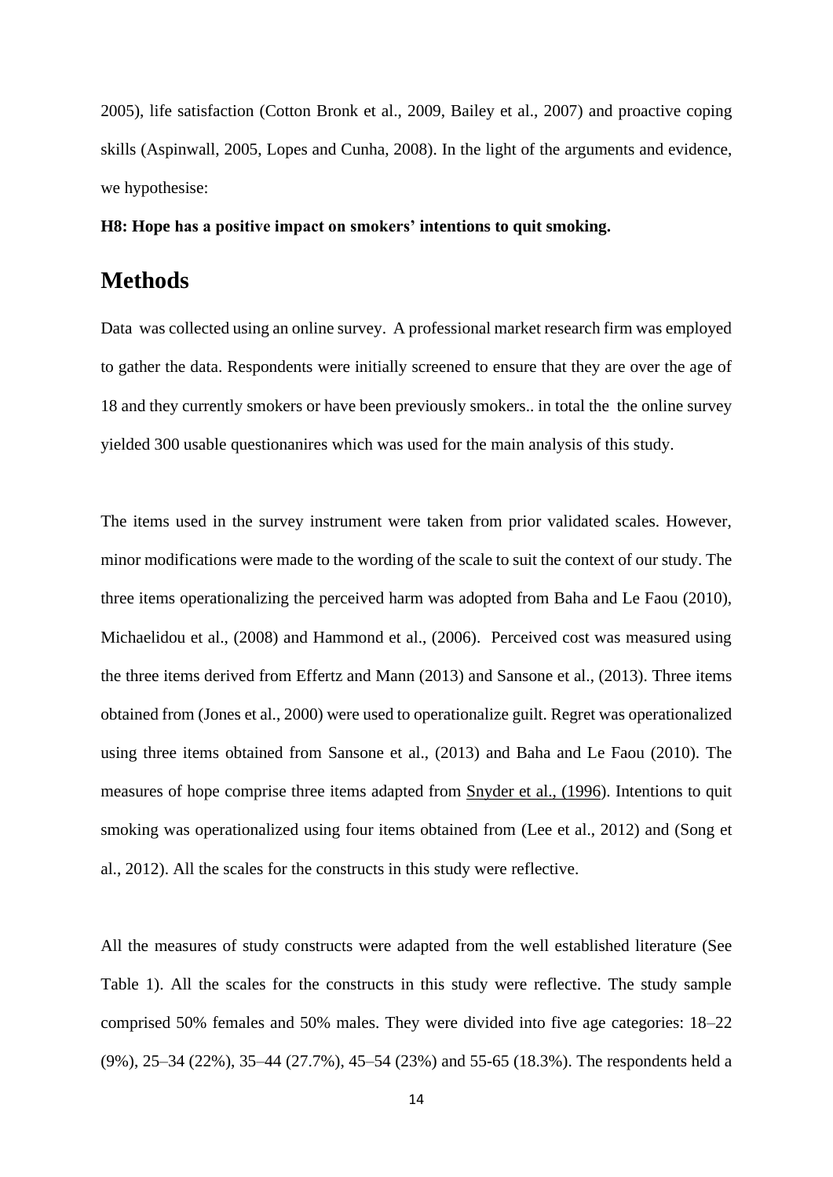2005), life satisfaction (Cotton Bronk et al., 2009, Bailey et al., 2007) and proactive coping skills (Aspinwall, 2005, Lopes and Cunha, 2008). In the light of the arguments and evidence, we hypothesise:

**H8: Hope has a positive impact on smokers' intentions to quit smoking.**

# Methods

Data was collected using an online survey. A professional market research firm was employed to gather the data. Respondents were initially screened to ensure that they are over the age of 18 and they currently smokers or have been previously smokers.. in total the the online survey yielded 300 usable questionanires which was used for the main analysis of this study.

The items used in the survey instrument were taken from prior validated scales. However, minor modifications were made to the wording of the scale to suit the context of our study. The three items operationalizing the perceived harm was adopted from Baha and Le Faou (2010), Michaelidou et al., (2008) and Hammond et al., (2006). Perceived cost was measured using the three items derived from Effertz and Mann (2013) and Sansone et al., (2013). Three items obtained from (Jones et al., 2000) were used to operationalize guilt. Regret was operationalized using three items obtained from Sansone et al., (2013) and Baha and Le Faou (2010). The measures of hope comprise three items adapted from Snyder et al., (1996). Intentions to quit smoking was operationalized using four items obtained from (Lee et al., 2012) and (Song et al., 2012). All the scales for the constructs in this study were reflective.

All the measures of study constructs were adapted from the well established literature (See Table 1). All the scales for the constructs in this study were reflective. The study sample comprised 50% females and 50% males. They were divided into five age categories: 18–22 (9%), 25–34 (22%), 35–44 (27.7%), 45–54 (23%) and 55-65 (18.3%). The respondents held a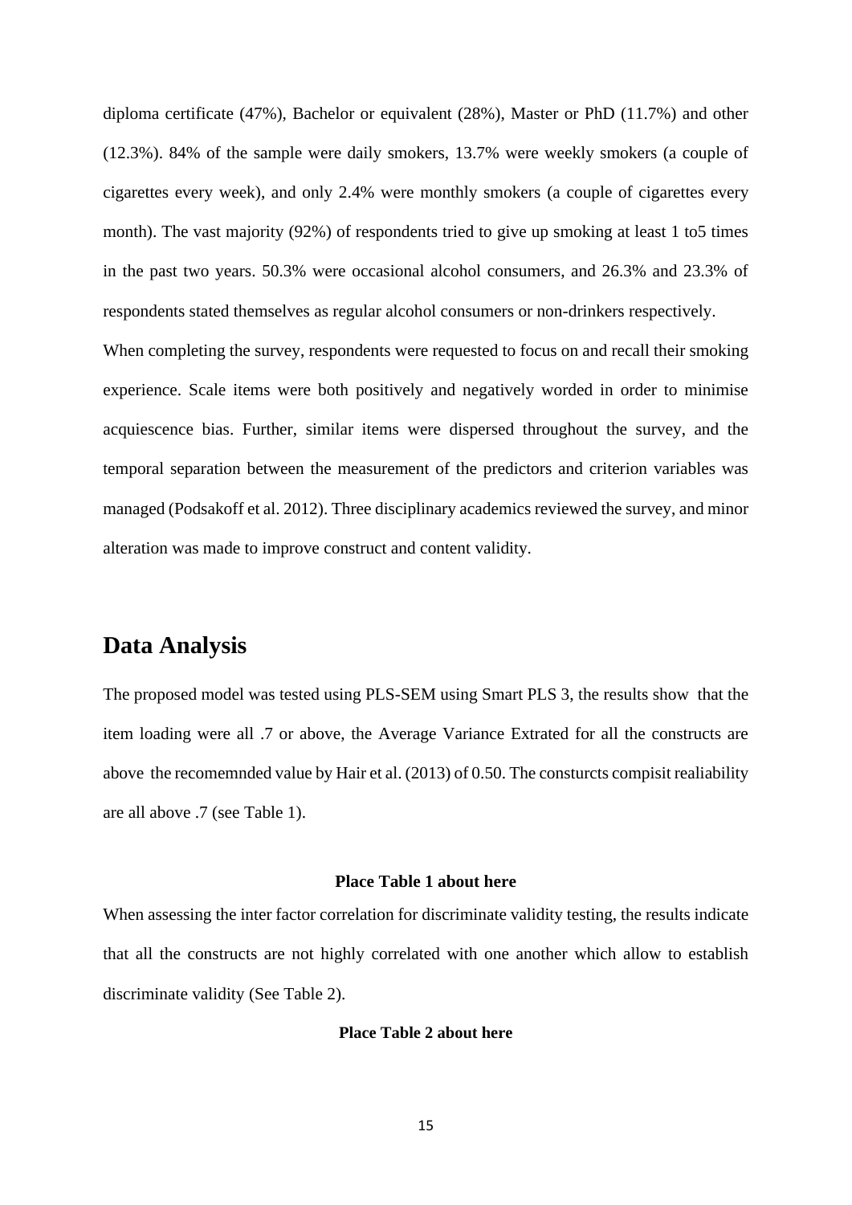diploma certificate (47%), Bachelor or equivalent (28%), Master or PhD (11.7%) and other (12.3%). 84% of the sample were daily smokers, 13.7% were weekly smokers (a couple of cigarettes every week), and only 2.4% were monthly smokers (a couple of cigarettes every month). The vast majority (92%) of respondents tried to give up smoking at least 1 to5 times in the past two years. 50.3% were occasional alcohol consumers, and 26.3% and 23.3% of respondents stated themselves as regular alcohol consumers or non-drinkers respectively.

When completing the survey, respondents were requested to focus on and recall their smoking experience. Scale items were both positively and negatively worded in order to minimise acquiescence bias. Further, similar items were dispersed throughout the survey, and the temporal separation between the measurement of the predictors and criterion variables was managed (Podsakoff et al. 2012). Three disciplinary academics reviewed the survey, and minor alteration was made to improve construct and content validity.

## Data Analysis

The proposed model was tested using PLS-SEM using Smart PLS 3, the results show that the item loading were all .7 or above, the Average Variance Extrated for all the constructs are above the recomemnded value by Hair et al. (2013) of 0.50. The consturcts compisit realiability are all above .7 (see Table 1).

**Place Table 1 about here**

When assessing the inter factor correlation for discriminate validity testing, the results indicate that all the constructs are not highly correlated with one another which allow to establish discriminate validity (See Table 2).

**Place Table 2 about here**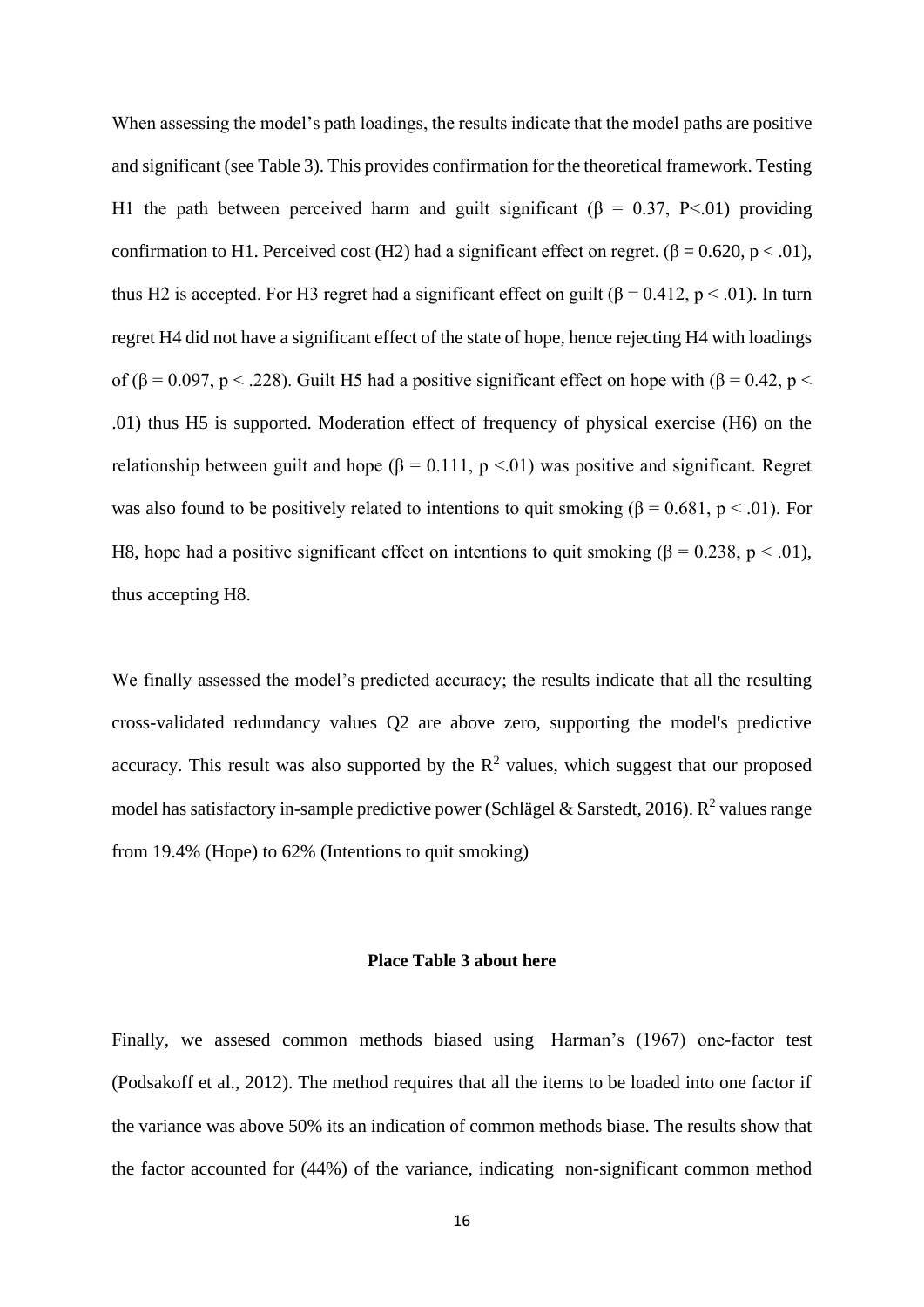When assessing the model's path loadings, the results indicate that the model paths are positive and significant (see Table 3). This provides confirmation for the theoretical framework. Testing H1 the path between perceived harm and guilt significant ($\beta$ = 0.37, $P<.01$) providing confirmation to H1. Perceived cost (H2) had a significant effect on regret. ($\beta$ = 0.620, $p < .01$), thus H2 is accepted. For H3 regret had a significant effect on guilt ($\beta$ = 0.412, $p < .01$). In turn regret H4 did not have a significant effect of the state of hope, hence rejecting H4 with loadings of ($\beta$ = 0.097, $p < .228$). Guilt H5 had a positive significant effect on hope with ($\beta$ = 0.42, $p < .01$) thus H5 is supported. Moderation effect of frequency of physical exercise (H6) on the relationship between guilt and hope ($\beta$ = 0.111, $p <.01$) was positive and significant. Regret was also found to be positively related to intentions to quit smoking ($\beta$ = 0.681, $p < .01$). For H8, hope had a positive significant effect on intentions to quit smoking ($\beta$ = 0.238, $p < .01$), thus accepting H8.

We finally assessed the model's predicted accuracy; the results indicate that all the resulting cross-validated redundancy values Q2 are above zero, supporting the model's predictive accuracy. This result was also supported by the $R^2$ values, which suggest that our proposed model has satisfactory in-sample predictive power (Schlägel & Sarstedt, 2016). $R^2$ values range from 19.4% (Hope) to 62% (Intentions to quit smoking)

**Place Table 3 about here**

Finally, we assesed common methods biased using Harman's (1967) one-factor test (Podsakoff et al., 2012). The method requires that all the items to be loaded into one factor if the variance was above 50% its an indication of common methods biase. The results show that the factor accounted for (44%) of the variance, indicating non-significant common method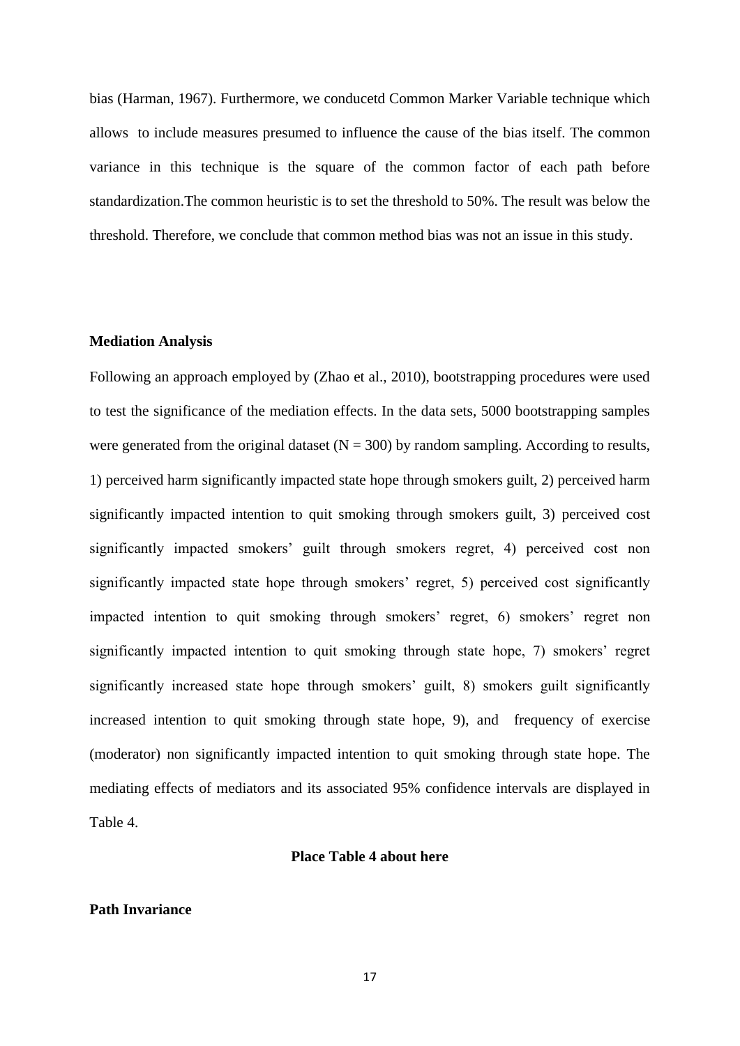bias (Harman, 1967). Furthermore, we conducetd Common Marker Variable technique which allows  to include measures presumed to influence the cause of the bias itself. The common variance in this technique is the square of the common factor of each path before standardization.The common heuristic is to set the threshold to 50%. The result was below the threshold. Therefore, we conclude that common method bias was not an issue in this study.

**Mediation Analysis**

Following an approach employed by (Zhao et al., 2010), bootstrapping procedures were used to test the significance of the mediation effects. In the data sets, 5000 bootstrapping samples were generated from the original dataset (N = 300) by random sampling. According to results, 1) perceived harm significantly impacted state hope through smokers guilt, 2) perceived harm significantly impacted intention to quit smoking through smokers guilt, 3) perceived cost significantly impacted smokers' guilt through smokers regret, 4) perceived cost non significantly impacted state hope through smokers' regret, 5) perceived cost significantly impacted intention to quit smoking through smokers' regret, 6) smokers' regret non significantly impacted intention to quit smoking through state hope, 7) smokers' regret significantly increased state hope through smokers' guilt, 8) smokers guilt significantly increased intention to quit smoking through state hope, 9), and  frequency of exercise (moderator) non significantly impacted intention to quit smoking through state hope. The mediating effects of mediators and its associated 95% confidence intervals are displayed in Table 4.

**Place Table 4 about here**

**Path Invariance**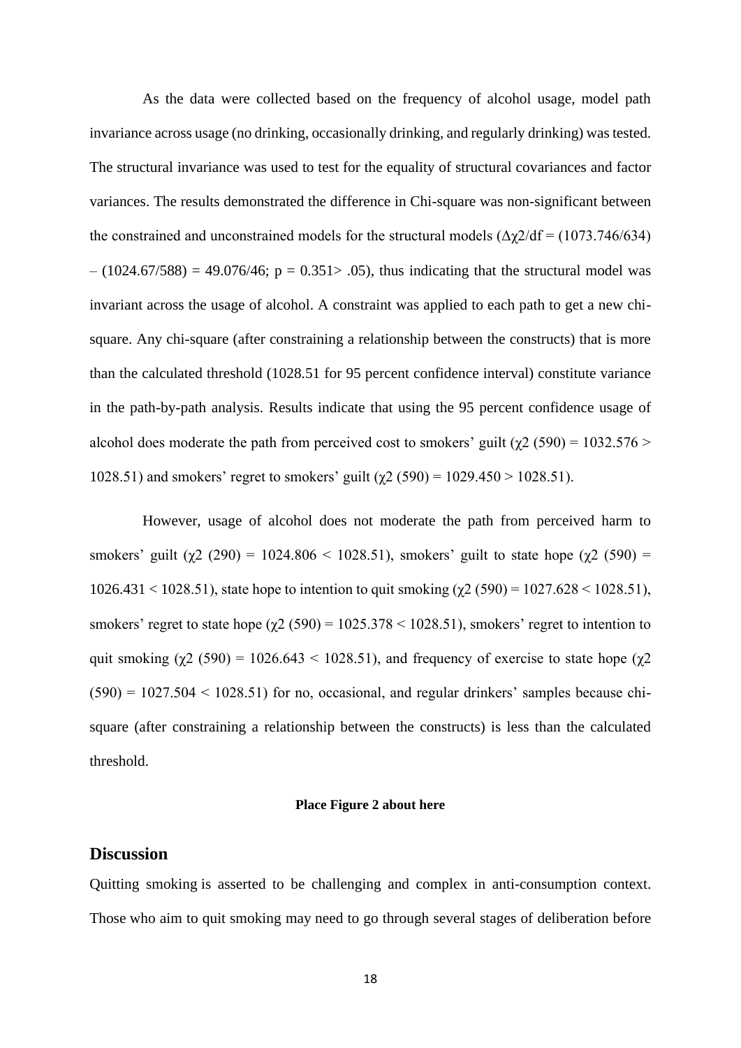As the data were collected based on the frequency of alcohol usage, model path invariance across usage (no drinking, occasionally drinking, and regularly drinking) was tested. The structural invariance was used to test for the equality of structural covariances and factor variances. The results demonstrated the difference in Chi-square was non-significant between the constrained and unconstrained models for the structural models ($\Delta\chi2/df = (1073.746/634) - (1024.67/588) = 49.076/46$; $p = 0.351 > .05$), thus indicating that the structural model was invariant across the usage of alcohol. A constraint was applied to each path to get a new chi-square. Any chi-square (after constraining a relationship between the constructs) that is more than the calculated threshold (1028.51 for 95 percent confidence interval) constitute variance in the path-by-path analysis. Results indicate that using the 95 percent confidence usage of alcohol does moderate the path from perceived cost to smokers' guilt ($\chi2$ (590) = 1032.576 > 1028.51) and smokers' regret to smokers' guilt ($\chi2$ (590) = 1029.450 > 1028.51).

However, usage of alcohol does not moderate the path from perceived harm to smokers' guilt ($\chi2$ (290) = 1024.806 < 1028.51), smokers' guilt to state hope ($\chi2$ (590) = 1026.431 < 1028.51), state hope to intention to quit smoking ($\chi2$ (590) = 1027.628 < 1028.51), smokers' regret to state hope ($\chi2$ (590) = 1025.378 < 1028.51), smokers' regret to intention to quit smoking ($\chi2$ (590) = 1026.643 < 1028.51), and frequency of exercise to state hope ($\chi2$ (590) = 1027.504 < 1028.51) for no, occasional, and regular drinkers' samples because chi-square (after constraining a relationship between the constructs) is less than the calculated threshold.

**Place Figure 2 about here**

## Discussion

Quitting smoking is asserted to be challenging and complex in anti-consumption context. Those who aim to quit smoking may need to go through several stages of deliberation before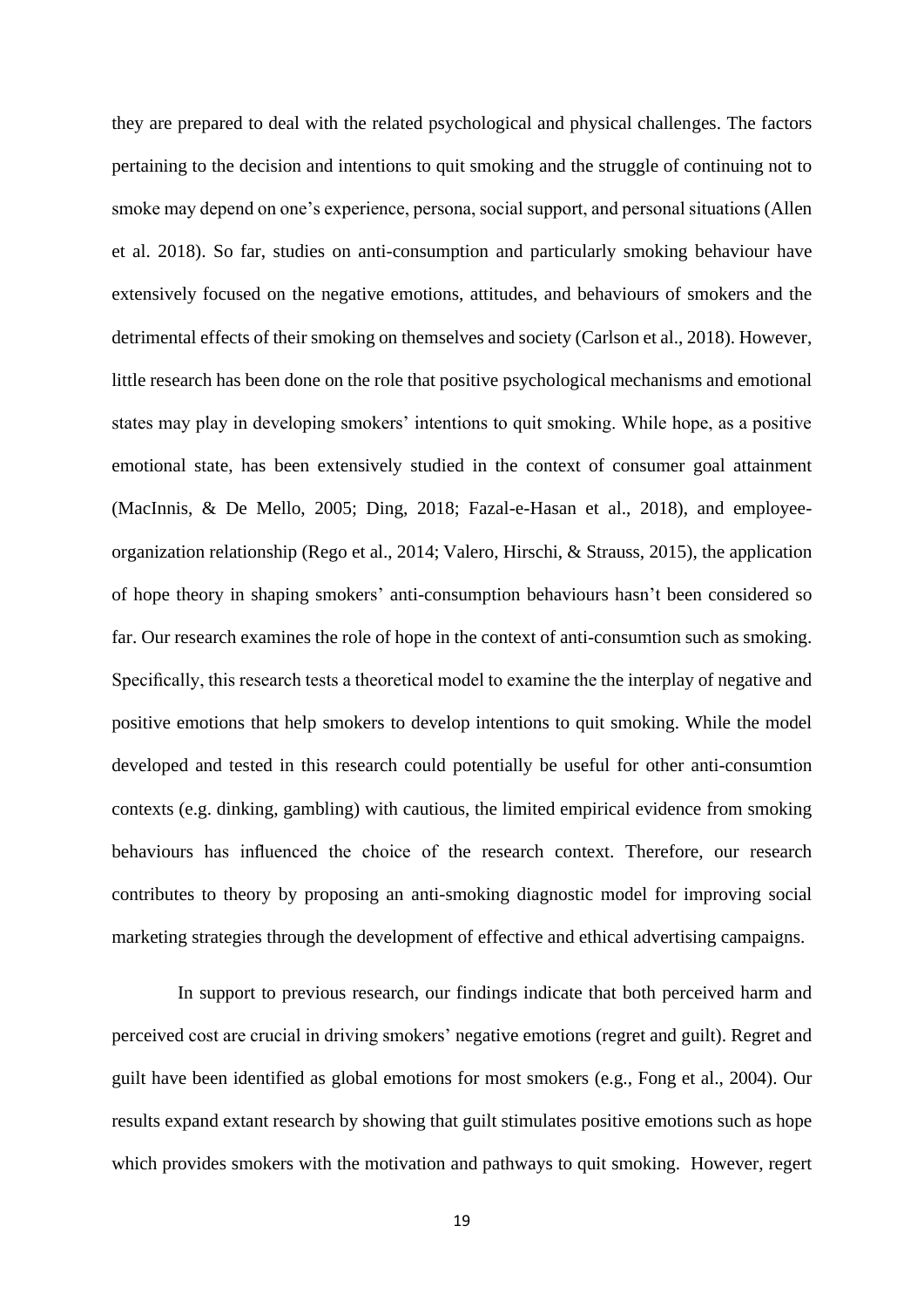they are prepared to deal with the related psychological and physical challenges. The factors pertaining to the decision and intentions to quit smoking and the struggle of continuing not to smoke may depend on one's experience, persona, social support, and personal situations (Allen et al. 2018). So far, studies on anti-consumption and particularly smoking behaviour have extensively focused on the negative emotions, attitudes, and behaviours of smokers and the detrimental effects of their smoking on themselves and society (Carlson et al., 2018). However, little research has been done on the role that positive psychological mechanisms and emotional states may play in developing smokers' intentions to quit smoking. While hope, as a positive emotional state, has been extensively studied in the context of consumer goal attainment (MacInnis, & De Mello, 2005; Ding, 2018; Fazal-e-Hasan et al., 2018), and employee-organization relationship (Rego et al., 2014; Valero, Hirschi, & Strauss, 2015), the application of hope theory in shaping smokers' anti-consumption behaviours hasn't been considered so far. Our research examines the role of hope in the context of anti-consumtion such as smoking. Specifically, this research tests a theoretical model to examine the the interplay of negative and positive emotions that help smokers to develop intentions to quit smoking. While the model developed and tested in this research could potentially be useful for other anti-consumtion contexts (e.g. dinking, gambling) with cautious, the limited empirical evidence from smoking behaviours has influenced the choice of the research context. Therefore, our research contributes to theory by proposing an anti-smoking diagnostic model for improving social marketing strategies through the development of effective and ethical advertising campaigns.

In support to previous research, our findings indicate that both perceived harm and perceived cost are crucial in driving smokers' negative emotions (regret and guilt). Regret and guilt have been identified as global emotions for most smokers (e.g., Fong et al., 2004). Our results expand extant research by showing that guilt stimulates positive emotions such as hope which provides smokers with the motivation and pathways to quit smoking. However, regert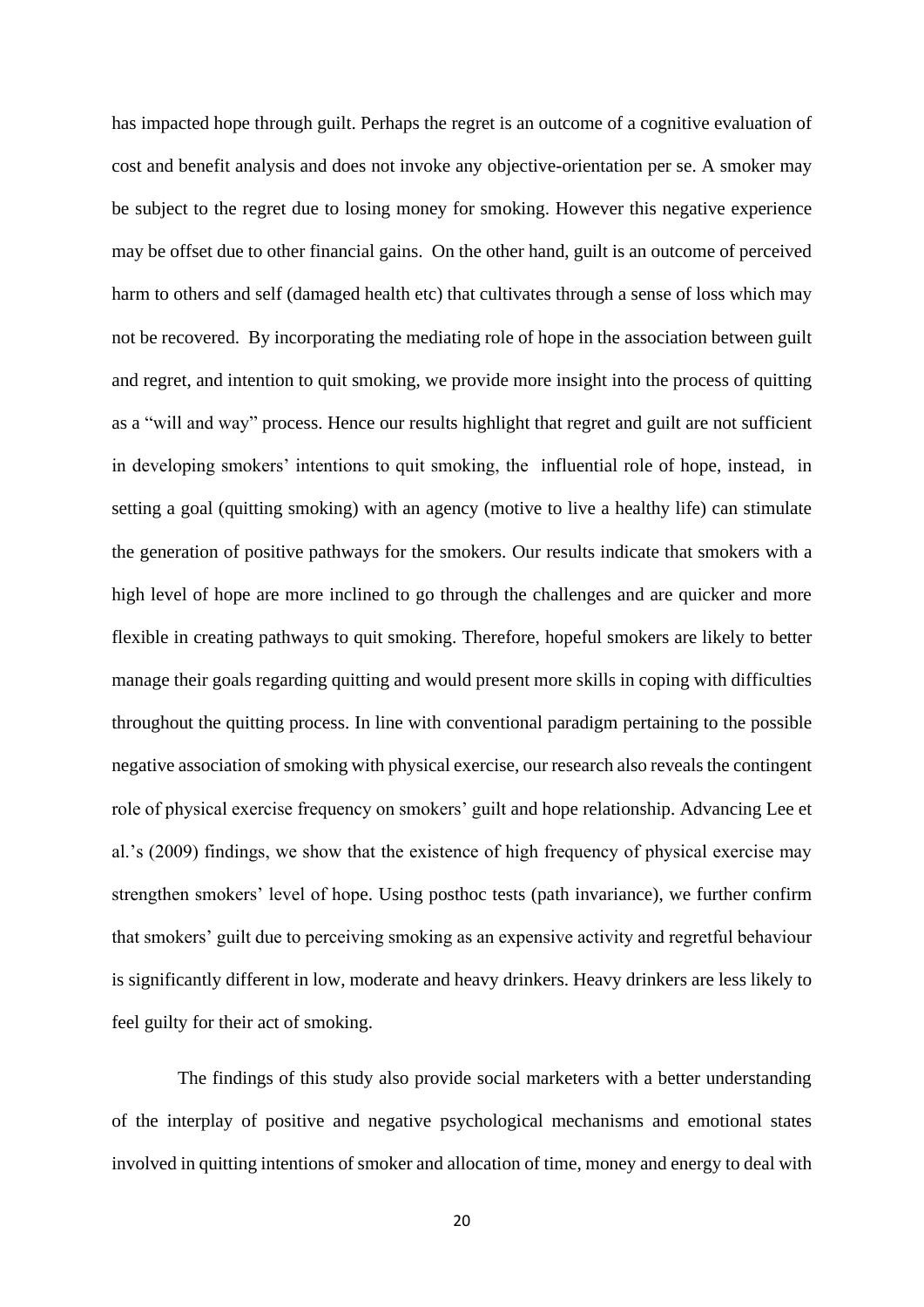has impacted hope through guilt. Perhaps the regret is an outcome of a cognitive evaluation of cost and benefit analysis and does not invoke any objective-orientation per se. A smoker may be subject to the regret due to losing money for smoking. However this negative experience may be offset due to other financial gains. On the other hand, guilt is an outcome of perceived harm to others and self (damaged health etc) that cultivates through a sense of loss which may not be recovered. By incorporating the mediating role of hope in the association between guilt and regret, and intention to quit smoking, we provide more insight into the process of quitting as a "will and way" process. Hence our results highlight that regret and guilt are not sufficient in developing smokers' intentions to quit smoking, the influential role of hope, instead, in setting a goal (quitting smoking) with an agency (motive to live a healthy life) can stimulate the generation of positive pathways for the smokers. Our results indicate that smokers with a high level of hope are more inclined to go through the challenges and are quicker and more flexible in creating pathways to quit smoking. Therefore, hopeful smokers are likely to better manage their goals regarding quitting and would present more skills in coping with difficulties throughout the quitting process. In line with conventional paradigm pertaining to the possible negative association of smoking with physical exercise, our research also reveals the contingent role of physical exercise frequency on smokers' guilt and hope relationship. Advancing Lee et al.'s (2009) findings, we show that the existence of high frequency of physical exercise may strengthen smokers' level of hope. Using posthoc tests (path invariance), we further confirm that smokers' guilt due to perceiving smoking as an expensive activity and regretful behaviour is significantly different in low, moderate and heavy drinkers. Heavy drinkers are less likely to feel guilty for their act of smoking.

The findings of this study also provide social marketers with a better understanding of the interplay of positive and negative psychological mechanisms and emotional states involved in quitting intentions of smoker and allocation of time, money and energy to deal with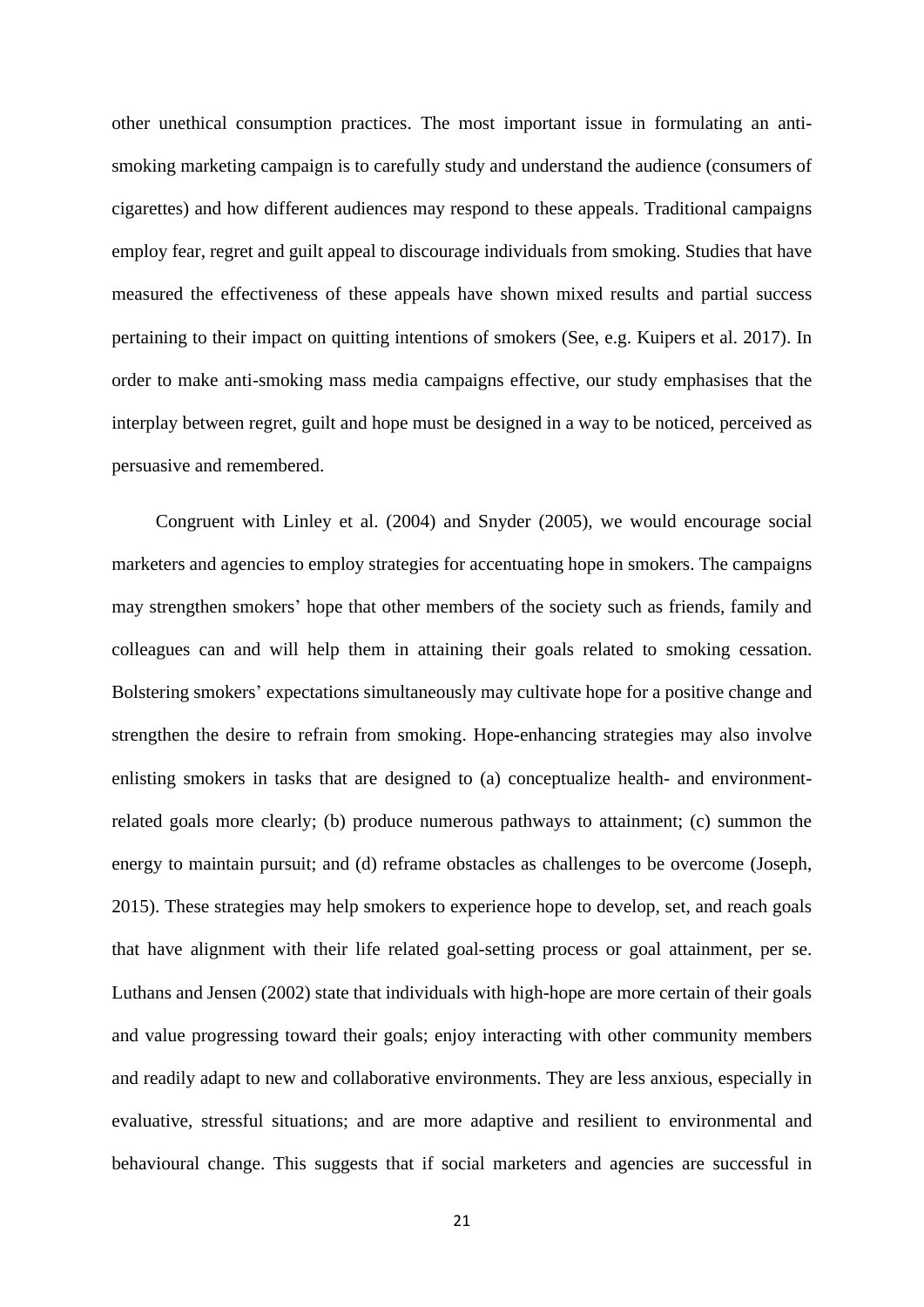other unethical consumption practices. The most important issue in formulating an anti-smoking marketing campaign is to carefully study and understand the audience (consumers of cigarettes) and how different audiences may respond to these appeals. Traditional campaigns employ fear, regret and guilt appeal to discourage individuals from smoking. Studies that have measured the effectiveness of these appeals have shown mixed results and partial success pertaining to their impact on quitting intentions of smokers (See, e.g. Kuipers et al. 2017). In order to make anti-smoking mass media campaigns effective, our study emphasises that the interplay between regret, guilt and hope must be designed in a way to be noticed, perceived as persuasive and remembered.

Congruent with Linley et al. (2004) and Snyder (2005), we would encourage social marketers and agencies to employ strategies for accentuating hope in smokers. The campaigns may strengthen smokers' hope that other members of the society such as friends, family and colleagues can and will help them in attaining their goals related to smoking cessation. Bolstering smokers' expectations simultaneously may cultivate hope for a positive change and strengthen the desire to refrain from smoking. Hope-enhancing strategies may also involve enlisting smokers in tasks that are designed to (a) conceptualize health- and environment-related goals more clearly; (b) produce numerous pathways to attainment; (c) summon the energy to maintain pursuit; and (d) reframe obstacles as challenges to be overcome (Joseph, 2015). These strategies may help smokers to experience hope to develop, set, and reach goals that have alignment with their life related goal-setting process or goal attainment, per se. Luthans and Jensen (2002) state that individuals with high-hope are more certain of their goals and value progressing toward their goals; enjoy interacting with other community members and readily adapt to new and collaborative environments. They are less anxious, especially in evaluative, stressful situations; and are more adaptive and resilient to environmental and behavioural change. This suggests that if social marketers and agencies are successful in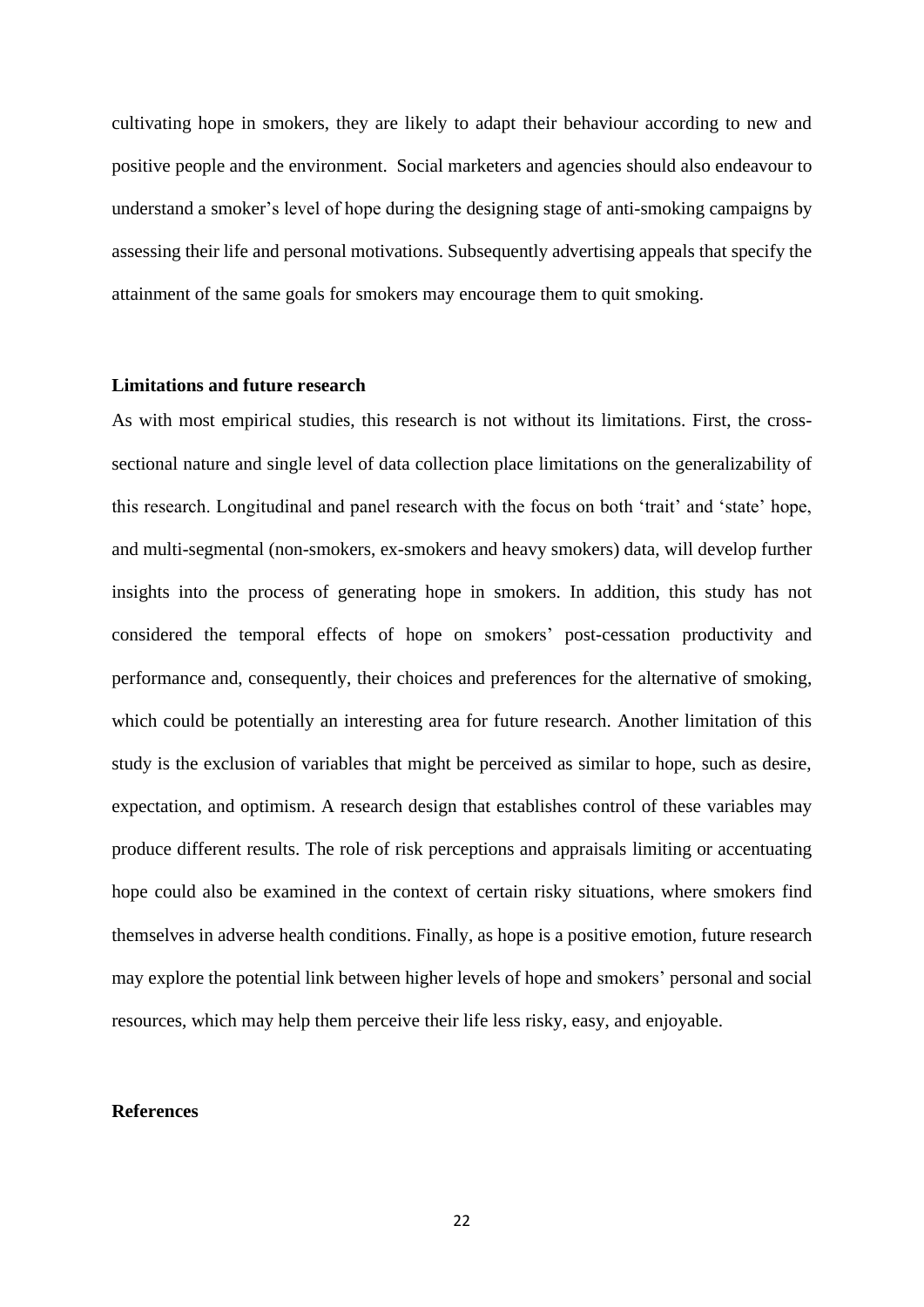cultivating hope in smokers, they are likely to adapt their behaviour according to new and positive people and the environment. Social marketers and agencies should also endeavour to understand a smoker's level of hope during the designing stage of anti-smoking campaigns by assessing their life and personal motivations. Subsequently advertising appeals that specify the attainment of the same goals for smokers may encourage them to quit smoking.

**Limitations and future research**

As with most empirical studies, this research is not without its limitations. First, the cross-sectional nature and single level of data collection place limitations on the generalizability of this research. Longitudinal and panel research with the focus on both 'trait' and 'state' hope, and multi-segmental (non-smokers, ex-smokers and heavy smokers) data, will develop further insights into the process of generating hope in smokers. In addition, this study has not considered the temporal effects of hope on smokers' post-cessation productivity and performance and, consequently, their choices and preferences for the alternative of smoking, which could be potentially an interesting area for future research. Another limitation of this study is the exclusion of variables that might be perceived as similar to hope, such as desire, expectation, and optimism. A research design that establishes control of these variables may produce different results. The role of risk perceptions and appraisals limiting or accentuating hope could also be examined in the context of certain risky situations, where smokers find themselves in adverse health conditions. Finally, as hope is a positive emotion, future research may explore the potential link between higher levels of hope and smokers' personal and social resources, which may help them perceive their life less risky, easy, and enjoyable.

**References**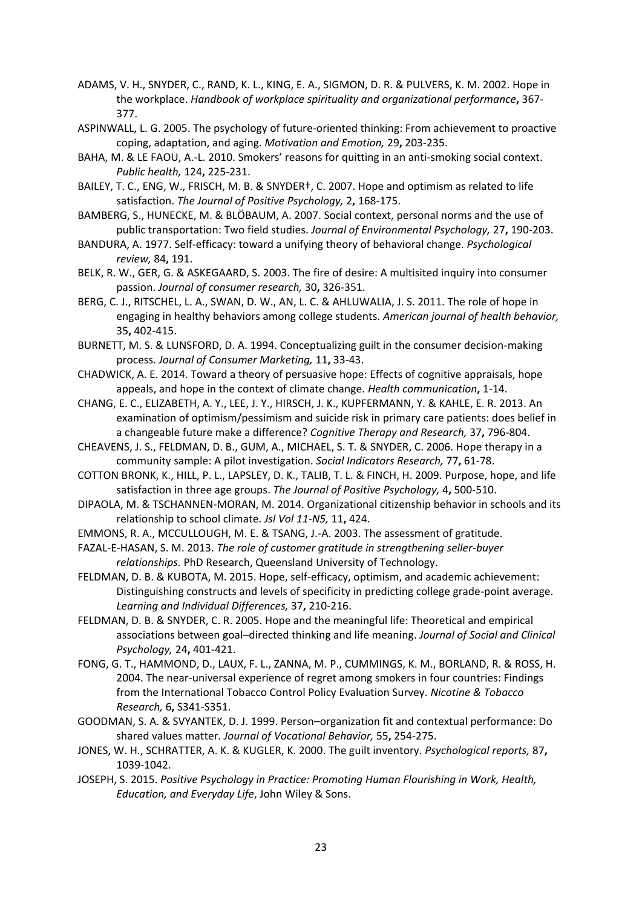ADAMS, V. H., SNYDER, C., RAND, K. L., KING, E. A., SIGMON, D. R. & PULVERS, K. M. 2002. Hope in the workplace. *Handbook of workplace spirituality and organizational performance*, 367-377.

ASPINWALL, L. G. 2005. The psychology of future-oriented thinking: From achievement to proactive coping, adaptation, and aging. *Motivation and Emotion,* 29**,** 203-235.

BAHA, M. & LE FAOU, A.-L. 2010. Smokers' reasons for quitting in an anti-smoking social context. *Public health,* 124**,** 225-231.

BAILEY, T. C., ENG, W., FRISCH, M. B. & SNYDER†, C. 2007. Hope and optimism as related to life satisfaction. *The Journal of Positive Psychology,* 2**,** 168-175.

BAMBERG, S., HUNECKE, M. & BLÖBAUM, A. 2007. Social context, personal norms and the use of public transportation: Two field studies. *Journal of Environmental Psychology,* 27**,** 190-203.

BANDURA, A. 1977. Self-efficacy: toward a unifying theory of behavioral change. *Psychological review,* 84**,** 191.

BELK, R. W., GER, G. & ASKEGAARD, S. 2003. The fire of desire: A multisited inquiry into consumer passion. *Journal of consumer research,* 30**,** 326-351.

BERG, C. J., RITSCHEL, L. A., SWAN, D. W., AN, L. C. & AHLUWALIA, J. S. 2011. The role of hope in engaging in healthy behaviors among college students. *American journal of health behavior,* 35**,** 402-415.

BURNETT, M. S. & LUNSFORD, D. A. 1994. Conceptualizing guilt in the consumer decision-making process. *Journal of Consumer Marketing,* 11**,** 33-43.

CHADWICK, A. E. 2014. Toward a theory of persuasive hope: Effects of cognitive appraisals, hope appeals, and hope in the context of climate change. *Health communication***,** 1-14.

CHANG, E. C., ELIZABETH, A. Y., LEE, J. Y., HIRSCH, J. K., KUPFERMANN, Y. & KAHLE, E. R. 2013. An examination of optimism/pessimism and suicide risk in primary care patients: does belief in a changeable future make a difference? *Cognitive Therapy and Research,* 37**,** 796-804.

CHEAVENS, J. S., FELDMAN, D. B., GUM, A., MICHAEL, S. T. & SNYDER, C. 2006. Hope therapy in a community sample: A pilot investigation. *Social Indicators Research,* 77**,** 61-78.

COTTON BRONK, K., HILL, P. L., LAPSLEY, D. K., TALIB, T. L. & FINCH, H. 2009. Purpose, hope, and life satisfaction in three age groups. *The Journal of Positive Psychology,* 4**,** 500-510.

DIPAOLA, M. & TSCHANNEN-MORAN, M. 2014. Organizational citizenship behavior in schools and its relationship to school climate. *Jsl Vol 11-N5,* 11**,** 424.

EMMONS, R. A., MCCULLOUGH, M. E. & TSANG, J.-A. 2003. The assessment of gratitude.

FAZAL-E-HASAN, S. M. 2013. *The role of customer gratitude in strengthening seller-buyer relationships.* PhD Research, Queensland University of Technology.

FELDMAN, D. B. & KUBOTA, M. 2015. Hope, self-efficacy, optimism, and academic achievement: Distinguishing constructs and levels of specificity in predicting college grade-point average. *Learning and Individual Differences,* 37**,** 210-216.

FELDMAN, D. B. & SNYDER, C. R. 2005. Hope and the meaningful life: Theoretical and empirical associations between goal–directed thinking and life meaning. *Journal of Social and Clinical Psychology,* 24**,** 401-421.

FONG, G. T., HAMMOND, D., LAUX, F. L., ZANNA, M. P., CUMMINGS, K. M., BORLAND, R. & ROSS, H. 2004. The near-universal experience of regret among smokers in four countries: Findings from the International Tobacco Control Policy Evaluation Survey. *Nicotine & Tobacco Research,* 6**,** S341-S351.

GOODMAN, S. A. & SVYANTEK, D. J. 1999. Person–organization fit and contextual performance: Do shared values matter. *Journal of Vocational Behavior,* 55**,** 254-275.

JONES, W. H., SCHRATTER, A. K. & KUGLER, K. 2000. The guilt inventory. *Psychological reports,* 87**,** 1039-1042.

JOSEPH, S. 2015. *Positive Psychology in Practice: Promoting Human Flourishing in Work, Health, Education, and Everyday Life*, John Wiley & Sons.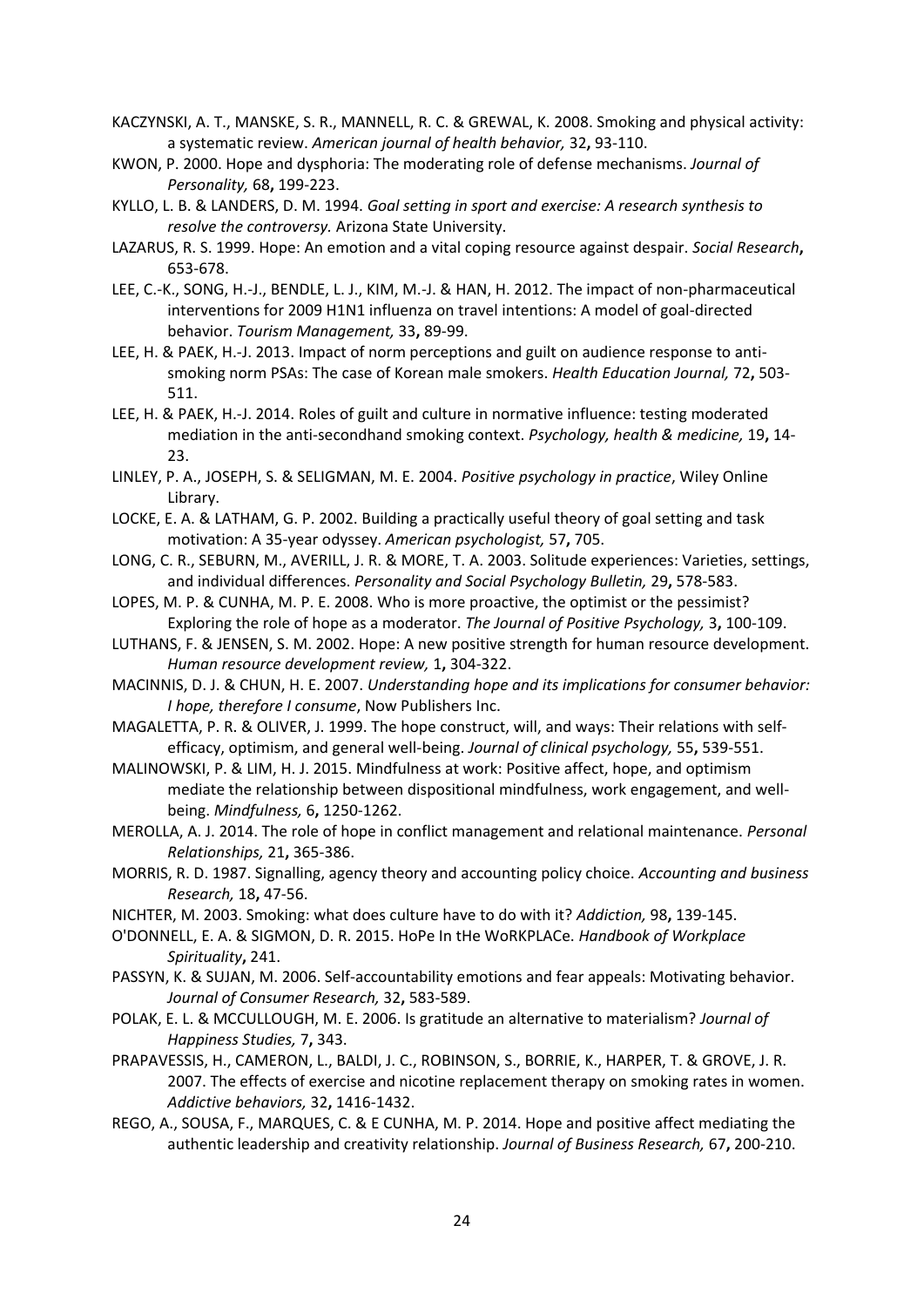KACZYNSKI, A. T., MANSKE, S. R., MANNELL, R. C. & GREWAL, K. 2008. Smoking and physical activity: a systematic review. *American journal of health behavior,* 32**,** 93-110.

KWON, P. 2000. Hope and dysphoria: The moderating role of defense mechanisms. *Journal of Personality,* 68**,** 199-223.

KYLLO, L. B. & LANDERS, D. M. 1994. *Goal setting in sport and exercise: A research synthesis to resolve the controversy.* Arizona State University.

LAZARUS, R. S. 1999. Hope: An emotion and a vital coping resource against despair. *Social Research***,** 653-678.

LEE, C.-K., SONG, H.-J., BENDLE, L. J., KIM, M.-J. & HAN, H. 2012. The impact of non-pharmaceutical interventions for 2009 H1N1 influenza on travel intentions: A model of goal-directed behavior. *Tourism Management,* 33**,** 89-99.

LEE, H. & PAEK, H.-J. 2013. Impact of norm perceptions and guilt on audience response to anti-smoking norm PSAs: The case of Korean male smokers. *Health Education Journal,* 72**,** 503-511.

LEE, H. & PAEK, H.-J. 2014. Roles of guilt and culture in normative influence: testing moderated mediation in the anti-secondhand smoking context. *Psychology, health & medicine,* 19**,** 14-23.

LINLEY, P. A., JOSEPH, S. & SELIGMAN, M. E. 2004. *Positive psychology in practice*, Wiley Online Library.

LOCKE, E. A. & LATHAM, G. P. 2002. Building a practically useful theory of goal setting and task motivation: A 35-year odyssey. *American psychologist,* 57**,** 705.

LONG, C. R., SEBURN, M., AVERILL, J. R. & MORE, T. A. 2003. Solitude experiences: Varieties, settings, and individual differences. *Personality and Social Psychology Bulletin,* 29**,** 578-583.

LOPES, M. P. & CUNHA, M. P. E. 2008. Who is more proactive, the optimist or the pessimist? Exploring the role of hope as a moderator. *The Journal of Positive Psychology,* 3**,** 100-109.

LUTHANS, F. & JENSEN, S. M. 2002. Hope: A new positive strength for human resource development. *Human resource development review,* 1**,** 304-322.

MACINNIS, D. J. & CHUN, H. E. 2007. *Understanding hope and its implications for consumer behavior: I hope, therefore I consume*, Now Publishers Inc.

MAGALETTA, P. R. & OLIVER, J. 1999. The hope construct, will, and ways: Their relations with self-efficacy, optimism, and general well-being. *Journal of clinical psychology,* 55**,** 539-551.

MALINOWSKI, P. & LIM, H. J. 2015. Mindfulness at work: Positive affect, hope, and optimism mediate the relationship between dispositional mindfulness, work engagement, and well-being. *Mindfulness,* 6**,** 1250-1262.

MEROLLA, A. J. 2014. The role of hope in conflict management and relational maintenance. *Personal Relationships,* 21**,** 365-386.

MORRIS, R. D. 1987. Signalling, agency theory and accounting policy choice. *Accounting and business Research,* 18**,** 47-56.

NICHTER, M. 2003. Smoking: what does culture have to do with it? *Addiction,* 98**,** 139-145.

O'DONNELL, E. A. & SIGMON, D. R. 2015. HoPe In tHe WoRKPLACe. *Handbook of Workplace Spirituality***,** 241.

PASSYN, K. & SUJAN, M. 2006. Self-accountability emotions and fear appeals: Motivating behavior. *Journal of Consumer Research,* 32**,** 583-589.

POLAK, E. L. & MCCULLOUGH, M. E. 2006. Is gratitude an alternative to materialism? *Journal of Happiness Studies,* 7**,** 343.

PRAPAVESSIS, H., CAMERON, L., BALDI, J. C., ROBINSON, S., BORRIE, K., HARPER, T. & GROVE, J. R. 2007. The effects of exercise and nicotine replacement therapy on smoking rates in women. *Addictive behaviors,* 32**,** 1416-1432.

REGO, A., SOUSA, F., MARQUES, C. & E CUNHA, M. P. 2014. Hope and positive affect mediating the authentic leadership and creativity relationship. *Journal of Business Research,* 67**,** 200-210.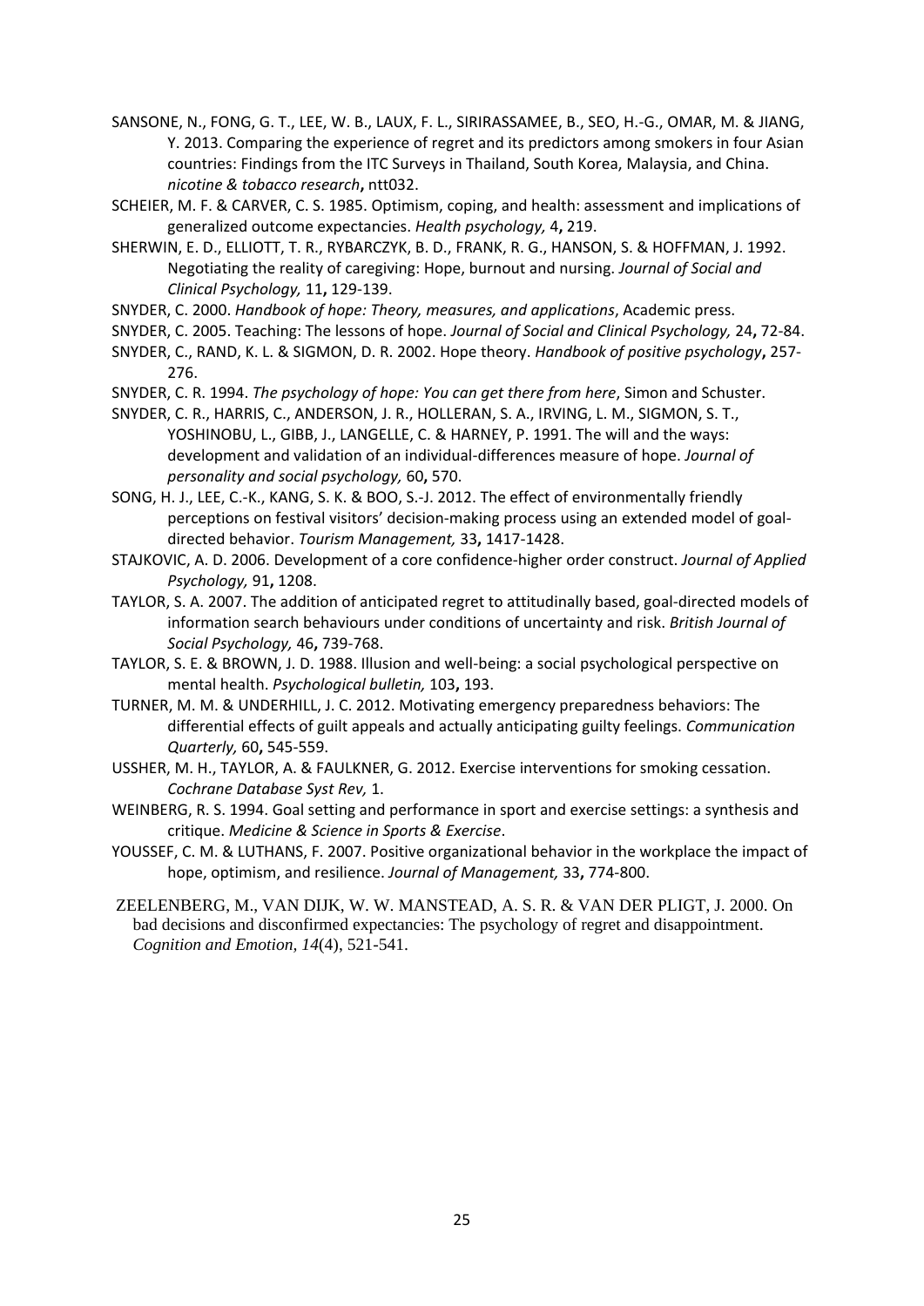SANSONE, N., FONG, G. T., LEE, W. B., LAUX, F. L., SIRIRASSAMEE, B., SEO, H.-G., OMAR, M. & JIANG, Y. 2013. Comparing the experience of regret and its predictors among smokers in four Asian countries: Findings from the ITC Surveys in Thailand, South Korea, Malaysia, and China. *nicotine & tobacco research*, ntt032.

SCHEIER, M. F. & CARVER, C. S. 1985. Optimism, coping, and health: assessment and implications of generalized outcome expectancies. *Health psychology,* 4, 219.

SHERWIN, E. D., ELLIOTT, T. R., RYBARCZYK, B. D., FRANK, R. G., HANSON, S. & HOFFMAN, J. 1992. Negotiating the reality of caregiving: Hope, burnout and nursing. *Journal of Social and Clinical Psychology,* 11, 129-139.

SNYDER, C. 2000. *Handbook of hope: Theory, measures, and applications*, Academic press.

SNYDER, C. 2005. Teaching: The lessons of hope. *Journal of Social and Clinical Psychology,* 24, 72-84.

SNYDER, C., RAND, K. L. & SIGMON, D. R. 2002. Hope theory. *Handbook of positive psychology*, 257-276.

SNYDER, C. R. 1994. *The psychology of hope: You can get there from here*, Simon and Schuster.

SNYDER, C. R., HARRIS, C., ANDERSON, J. R., HOLLERAN, S. A., IRVING, L. M., SIGMON, S. T., YOSHINOBU, L., GIBB, J., LANGELLE, C. & HARNEY, P. 1991. The will and the ways: development and validation of an individual-differences measure of hope. *Journal of personality and social psychology,* 60, 570.

SONG, H. J., LEE, C.-K., KANG, S. K. & BOO, S.-J. 2012. The effect of environmentally friendly perceptions on festival visitors' decision-making process using an extended model of goal-directed behavior. *Tourism Management,* 33, 1417-1428.

STAJKOVIC, A. D. 2006. Development of a core confidence-higher order construct. *Journal of Applied Psychology,* 91, 1208.

TAYLOR, S. A. 2007. The addition of anticipated regret to attitudinally based, goal-directed models of information search behaviours under conditions of uncertainty and risk. *British Journal of Social Psychology,* 46, 739-768.

TAYLOR, S. E. & BROWN, J. D. 1988. Illusion and well-being: a social psychological perspective on mental health. *Psychological bulletin,* 103, 193.

TURNER, M. M. & UNDERHILL, J. C. 2012. Motivating emergency preparedness behaviors: The differential effects of guilt appeals and actually anticipating guilty feelings. *Communication Quarterly,* 60, 545-559.

USSHER, M. H., TAYLOR, A. & FAULKNER, G. 2012. Exercise interventions for smoking cessation. *Cochrane Database Syst Rev,* 1.

WEINBERG, R. S. 1994. Goal setting and performance in sport and exercise settings: a synthesis and critique. *Medicine & Science in Sports & Exercise*.

YOUSSEF, C. M. & LUTHANS, F. 2007. Positive organizational behavior in the workplace the impact of hope, optimism, and resilience. *Journal of Management,* 33, 774-800.

ZEELENBERG, M., VAN DIJK, W. W. MANSTEAD, A. S. R. & VAN DER PLIGT, J. 2000. On bad decisions and disconfirmed expectancies: The psychology of regret and disappointment. *Cognition and Emotion*, *14*(4), 521-541.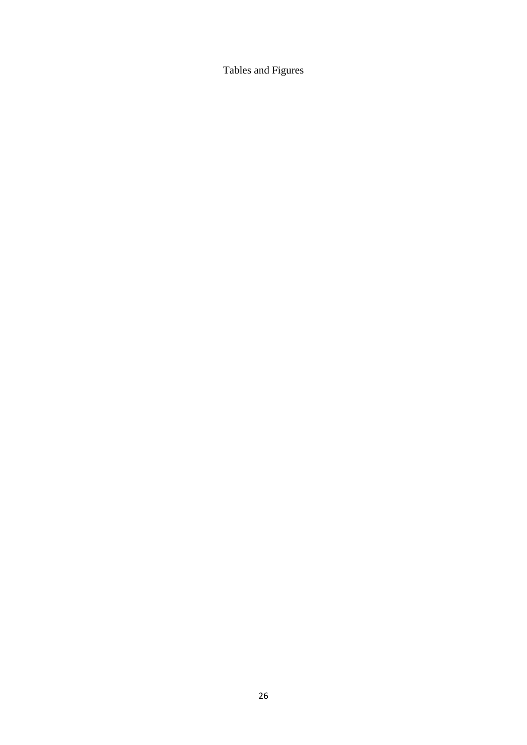Tables and Figures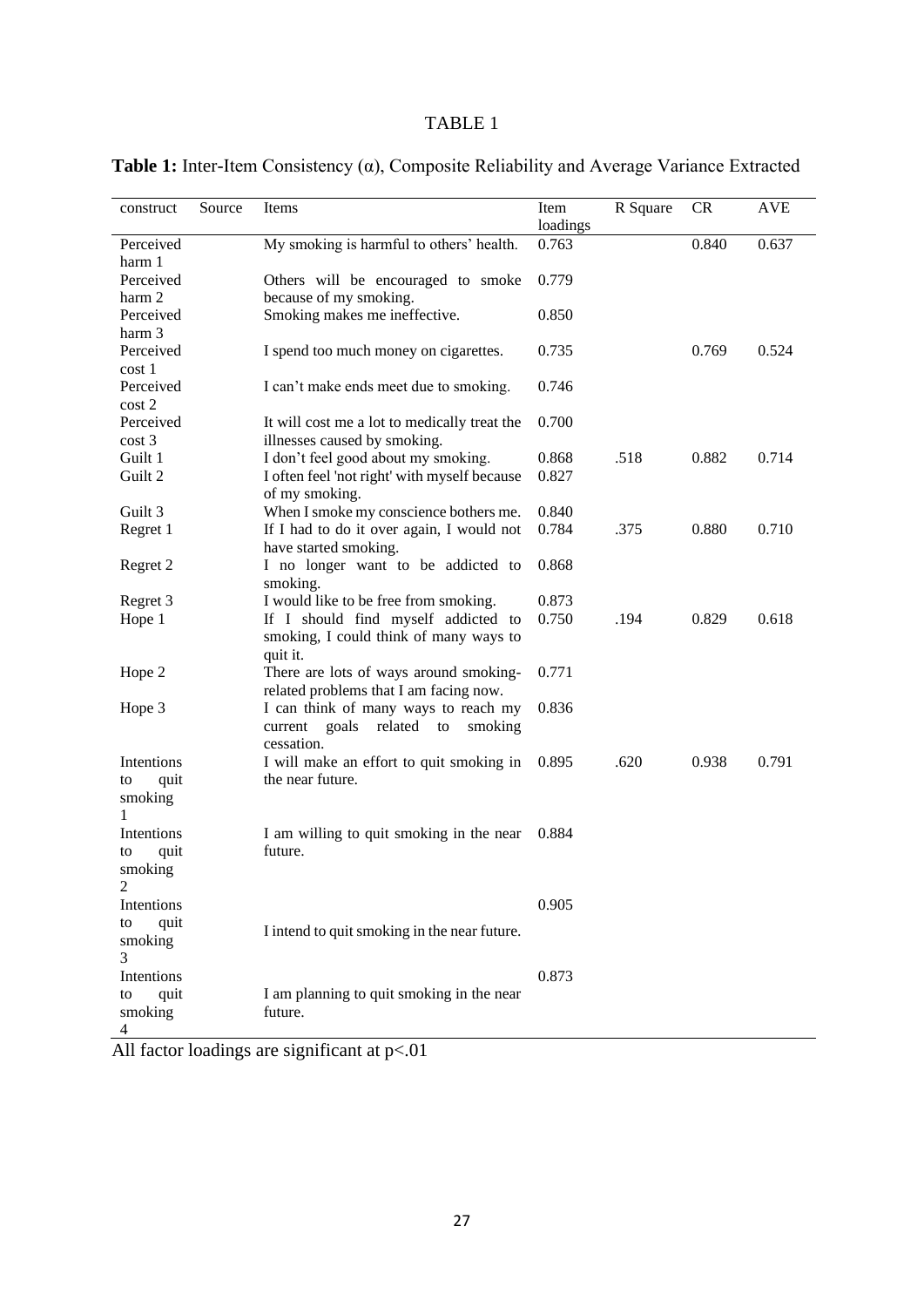TABLE 1

**Table 1:** Inter-Item Consistency (α), Composite Reliability and Average Variance Extracted

| construct | Source | Items | Item loadings | R Square | CR | AVE |
|---|---|---|---|---|---|---|
| Perceived harm 1 | | My smoking is harmful to others' health. | 0.763 | | 0.840 | 0.637 |
| Perceived harm 2 | | Others will be encouraged to smoke because of my smoking. | 0.779 | | | |
| Perceived harm 3 | | Smoking makes me ineffective. | 0.850 | | | |
| Perceived cost 1 | | I spend too much money on cigarettes. | 0.735 | | 0.769 | 0.524 |
| Perceived cost 2 | | I can't make ends meet due to smoking. | 0.746 | | | |
| Perceived cost 3 | | It will cost me a lot to medically treat the illnesses caused by smoking. | 0.700 | | | |
| Guilt 1 | | I don't feel good about my smoking. | 0.868 | .518 | 0.882 | 0.714 |
| Guilt 2 | | I often feel 'not right' with myself because of my smoking. | 0.827 | | | |
| Guilt 3 | | When I smoke my conscience bothers me. | 0.840 | | | |
| Regret 1 | | If I had to do it over again, I would not have started smoking. | 0.784 | .375 | 0.880 | 0.710 |
| Regret 2 | | I no longer want to be addicted to smoking. | 0.868 | | | |
| Regret 3 | | I would like to be free from smoking. | 0.873 | | | |
| Hope 1 | | If I should find myself addicted to smoking, I could think of many ways to quit it. | 0.750 | .194 | 0.829 | 0.618 |
| Hope 2 | | There are lots of ways around smoking-related problems that I am facing now. | 0.771 | | | |
| Hope 3 | | I can think of many ways to reach my current goals related to smoking cessation. | 0.836 | | | |
| Intentions to quit smoking 1 | | I will make an effort to quit smoking in the near future. | 0.895 | .620 | 0.938 | 0.791 |
| Intentions to quit smoking 2 | | I am willing to quit smoking in the near future. | 0.884 | | | |
| Intentions to quit smoking 3 | | I intend to quit smoking in the near future. | 0.905 | | | |
| Intentions to quit smoking 4 | | I am planning to quit smoking in the near future. | 0.873 | | | |

All factor loadings are significant at $p<.01$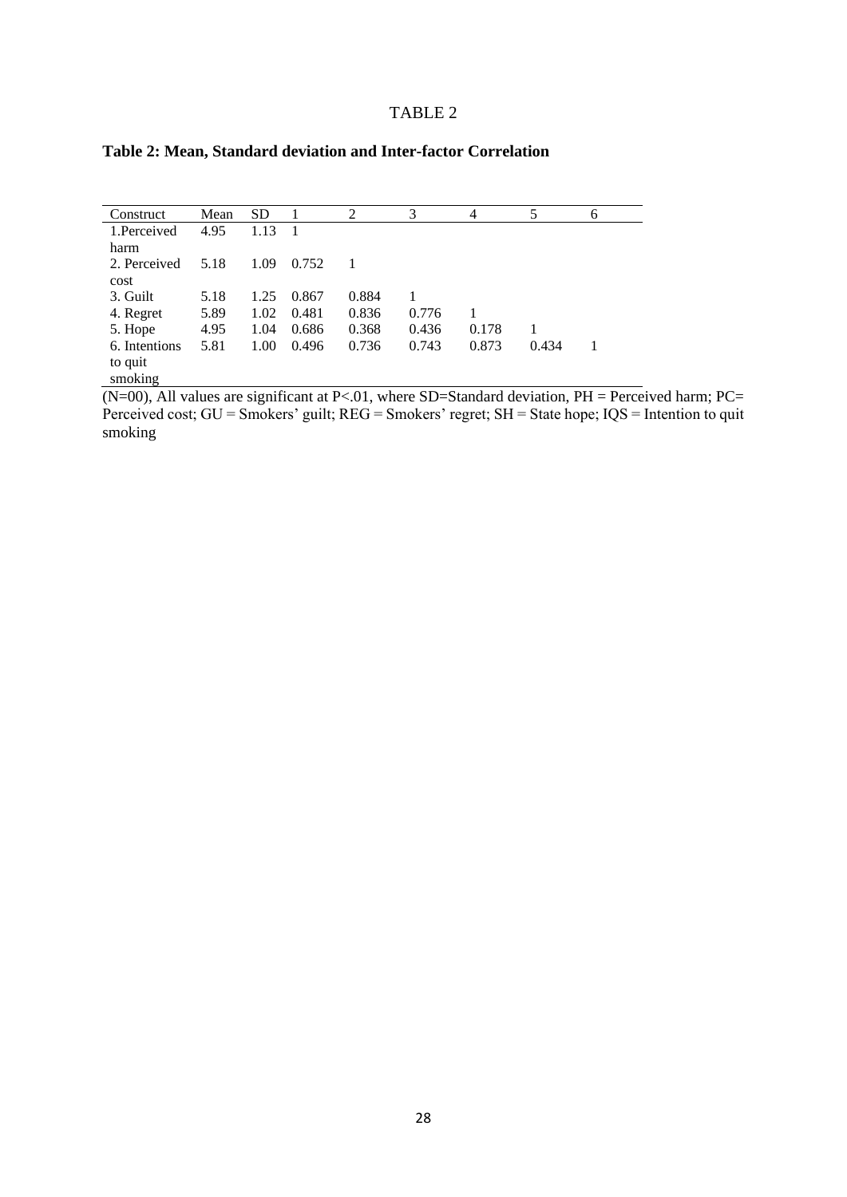TABLE 2

**Table 2: Mean, Standard deviation and Inter-factor Correlation**

| Construct | Mean | SD | 1 | 2 | 3 | 4 | 5 | 6 |
|---|---|---|---|---|---|---|---|---|
| 1.Perceived harm | 4.95 | 1.13 | 1 | | | | | |
| 2. Perceived cost | 5.18 | 1.09 | 0.752 | 1 | | | | |
| 3. Guilt | 5.18 | 1.25 | 0.867 | 0.884 | 1 | | | |
| 4. Regret | 5.89 | 1.02 | 0.481 | 0.836 | 0.776 | 1 | | |
| 5. Hope | 4.95 | 1.04 | 0.686 | 0.368 | 0.436 | 0.178 | 1 | |
| 6. Intentions to quit smoking | 5.81 | 1.00 | 0.496 | 0.736 | 0.743 | 0.873 | 0.434 | 1 |

(N=00), All values are significant at P<.01, where SD=Standard deviation, PH = Perceived harm; PC= Perceived cost; GU = Smokers' guilt; REG = Smokers' regret; SH = State hope; IQS = Intention to quit smoking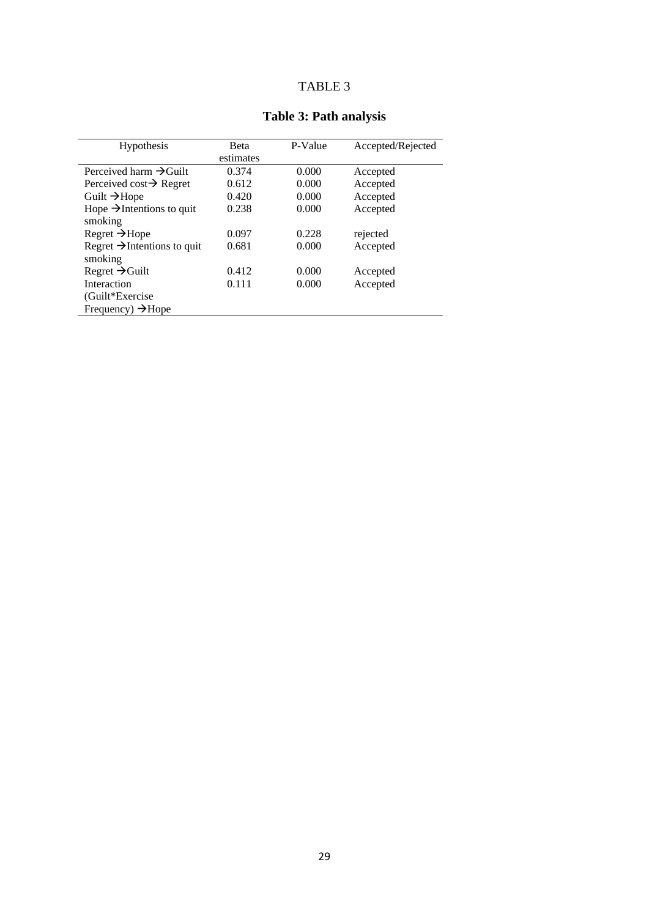TABLE 3

**Table 3: Path analysis**

| Hypothesis | Beta estimates | P-Value | Accepted/Rejected |
|---|---|---|---|
| Perceived harm →Guilt | 0.374 | 0.000 | Accepted |
| Perceived cost→ Regret | 0.612 | 0.000 | Accepted |
| Guilt →Hope | 0.420 | 0.000 | Accepted |
| Hope →Intentions to quit smoking | 0.238 | 0.000 | Accepted |
| Regret →Hope | 0.097 | 0.228 | rejected |
| Regret →Intentions to quit smoking | 0.681 | 0.000 | Accepted |
| Regret →Guilt | 0.412 | 0.000 | Accepted |
| Interaction (Guilt*Exercise Frequency) →Hope | 0.111 | 0.000 | Accepted |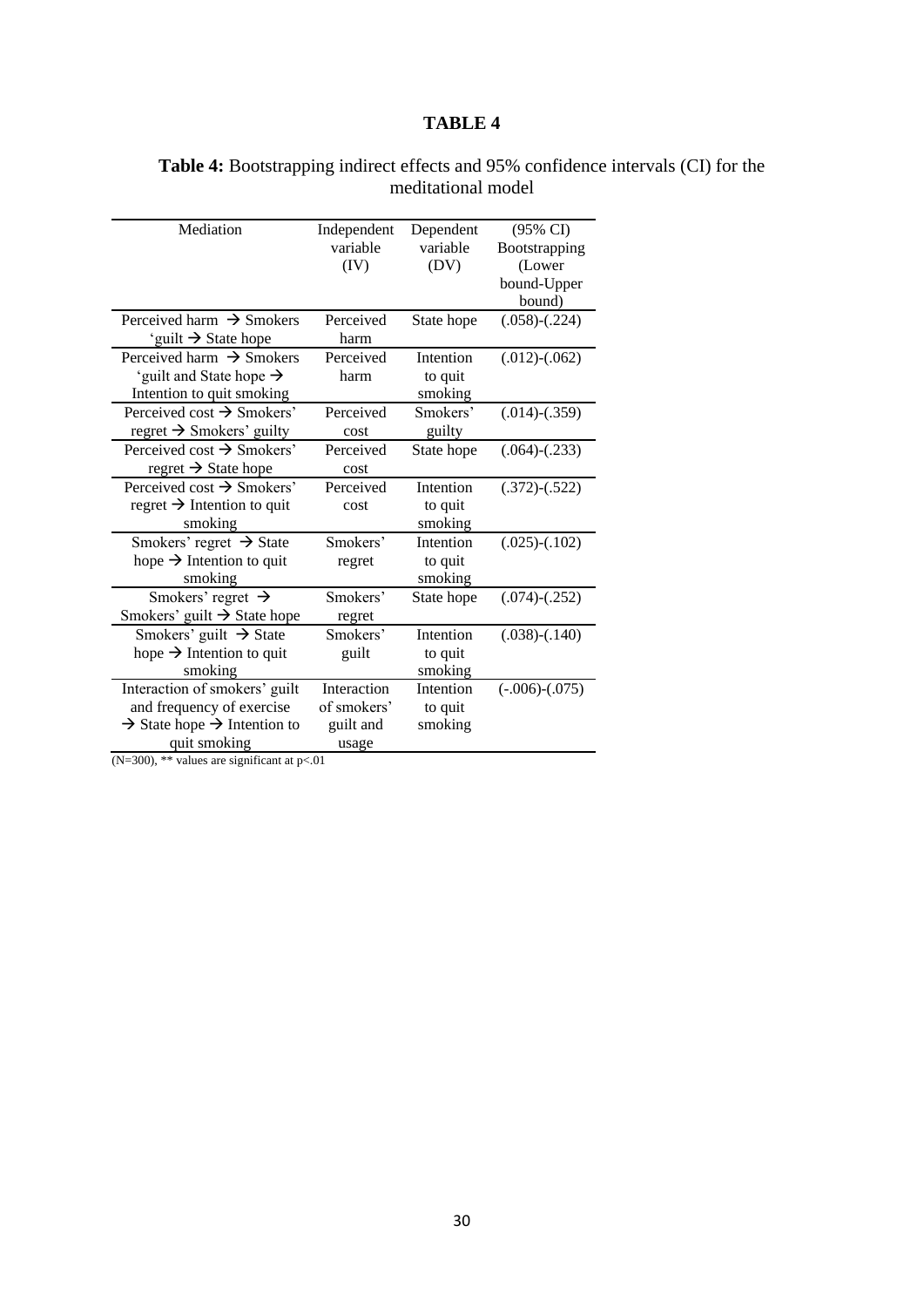# TABLE 4

**Table 4:** Bootstrapping indirect effects and 95% confidence intervals (CI) for the meditational model

| Mediation | Independent variable (IV) | Dependent variable (DV) | (95% CI) Bootstrapping (Lower bound-Upper bound) |
|---|---|---|---|
| Perceived harm → Smokers 'guilt → State hope | Perceived harm | State hope | (.058)-(.224) |
| Perceived harm → Smokers 'guilt and State hope → Intention to quit smoking | Perceived harm | Intention to quit smoking | (.012)-(.062) |
| Perceived cost → Smokers' regret → Smokers' guilty | Perceived cost | Smokers' guilty | (.014)-(.359) |
| Perceived cost → Smokers' regret → State hope | Perceived cost | State hope | (.064)-(.233) |
| Perceived cost → Smokers' regret → Intention to quit smoking | Perceived cost | Intention to quit smoking | (.372)-(.522) |
| Smokers' regret → State hope → Intention to quit smoking | Smokers' regret | Intention to quit smoking | (.025)-(.102) |
| Smokers' regret → Smokers' guilt → State hope | Smokers' regret | State hope | (.074)-(.252) |
| Smokers' guilt → State hope → Intention to quit smoking | Smokers' guilt | Intention to quit smoking | (.038)-(.140) |
| Interaction of smokers' guilt and frequency of exercise → State hope → Intention to quit smoking | Interaction of smokers' guilt and usage | Intention to quit smoking | (-.006)-(.075) |

(N=300), ** values are significant at $p<.01$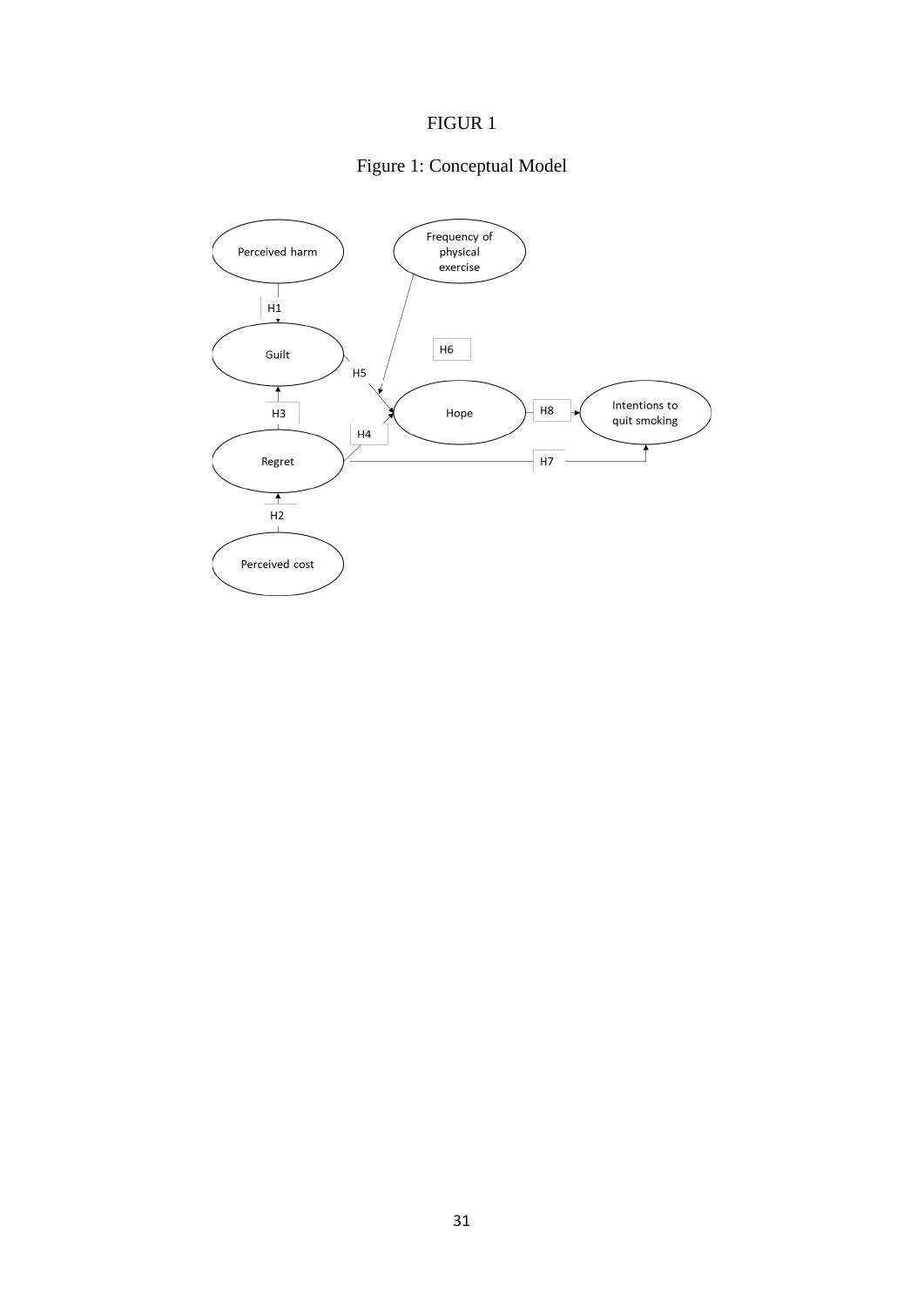FIGUR 1

Figure 1: Conceptual Model

Perceived harm

Frequency of physical exercise

H1

Guilt

H6

H5

Hope

H8

Intentions to quit smoking

H3

H4

Regret

H7

H2

Perceived cost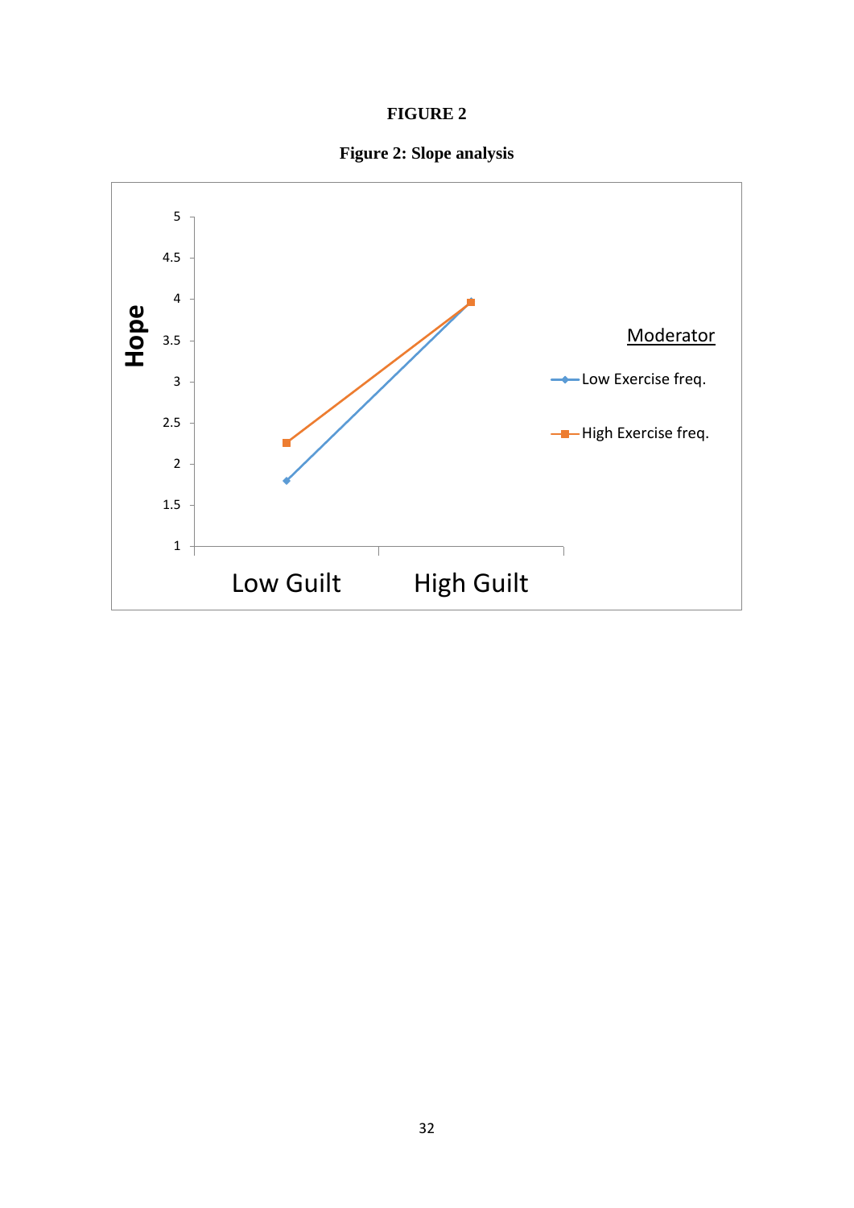**FIGURE 2**

**Figure 2: Slope analysis**

Hope

5
4.5
4
3.5
3
2.5
2
1.5
1

Low Guilt
High Guilt

Moderator
Low Exercise freq.
High Exercise freq.